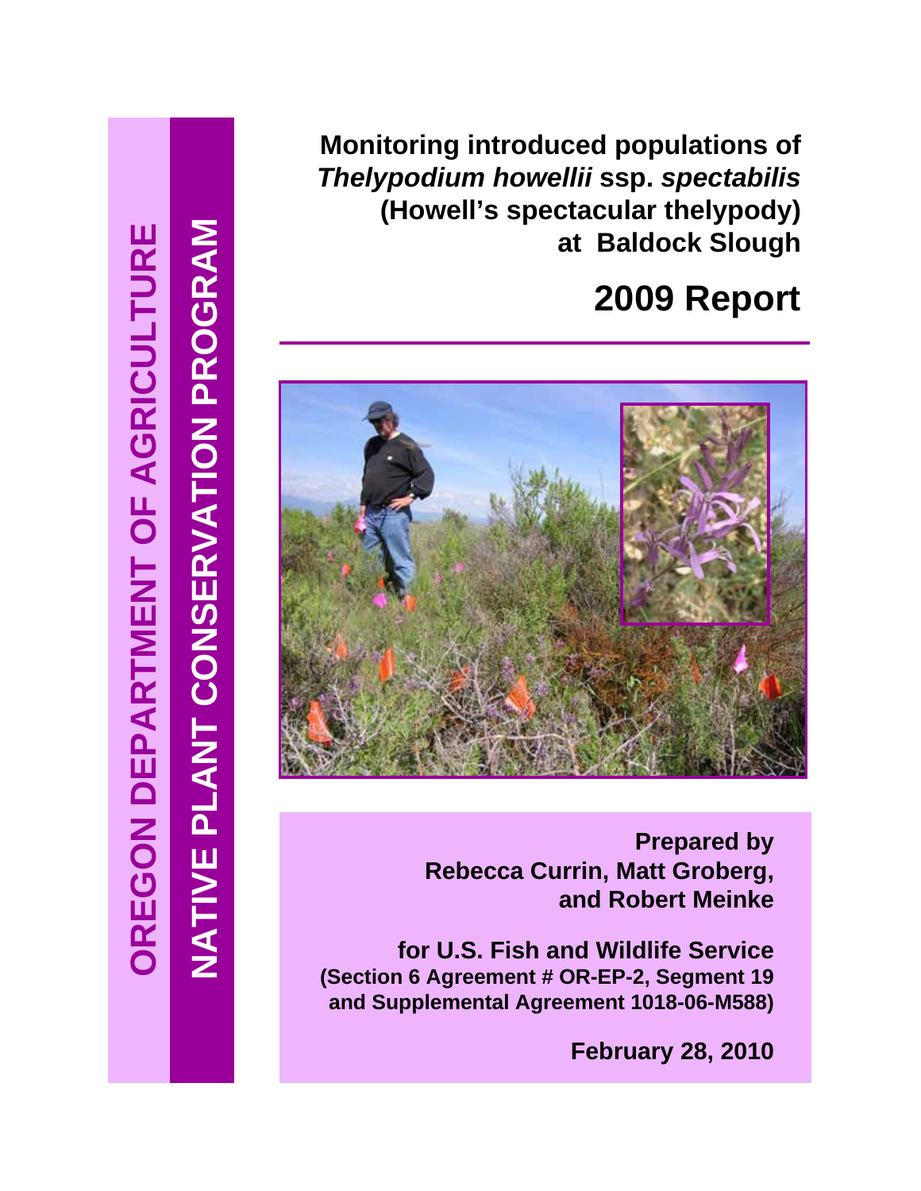OREGON DEPARTMENT OF AGRICULTURE

NATIVE PLANT CONSERVATION PROGRAM

# Monitoring introduced populations of *Thelypodium howellii* ssp. *spectabilis* (Howell's spectacular thelypody) at Baldock Slough

## 2009 Report

**Prepared by**
**Rebecca Currin, Matt Groberg, and Robert Meinke**

**for U.S. Fish and Wildlife Service**
**(Section 6 Agreement # OR-EP-2, Segment 19 and Supplemental Agreement 1018-06-M588)**

**February 28, 2010**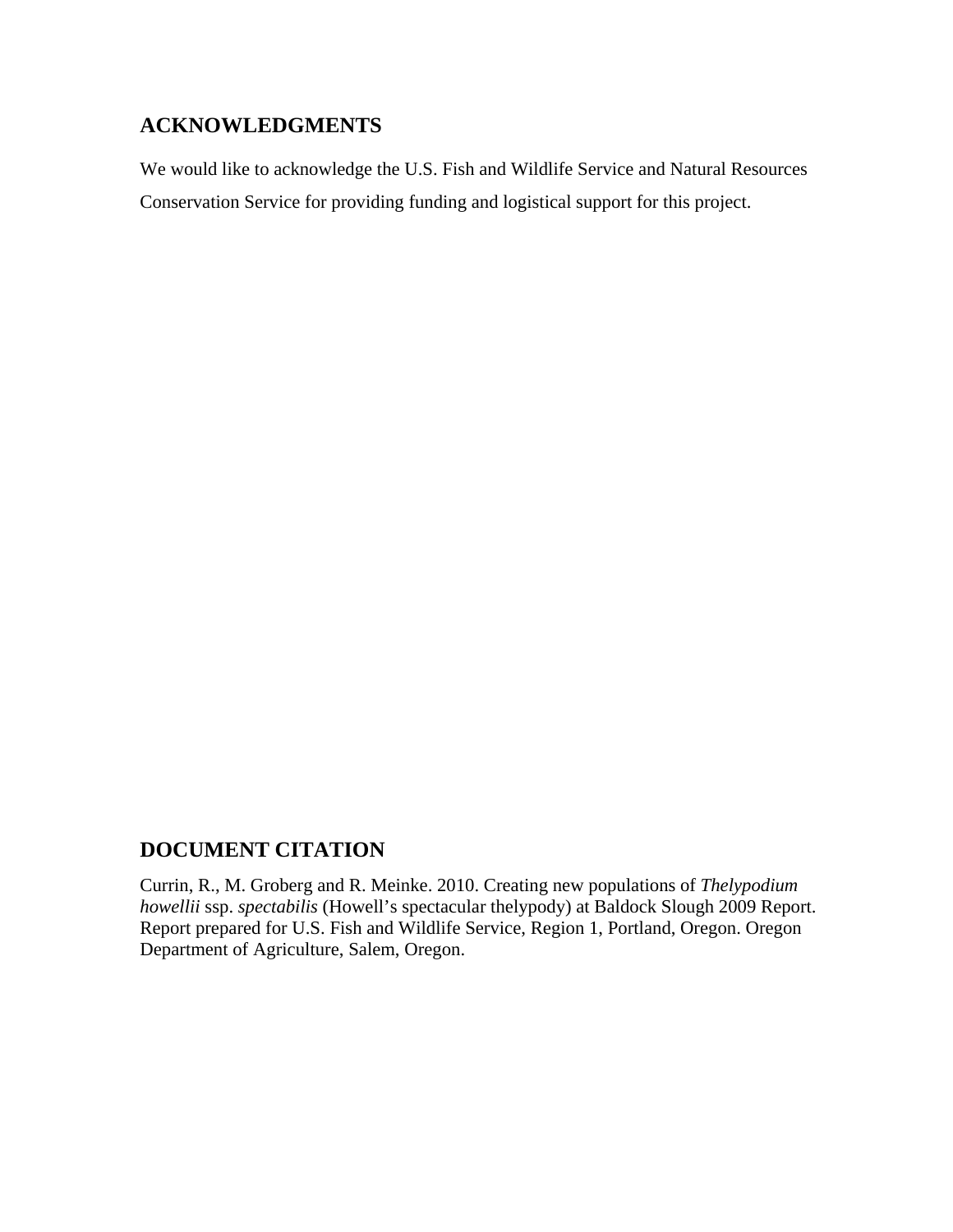## ACKNOWLEDGMENTS

We would like to acknowledge the U.S. Fish and Wildlife Service and Natural Resources Conservation Service for providing funding and logistical support for this project.

## DOCUMENT CITATION

Currin, R., M. Groberg and R. Meinke. 2010. Creating new populations of *Thelypodium howellii* ssp. *spectabilis* (Howell's spectacular thelypody) at Baldock Slough 2009 Report. Report prepared for U.S. Fish and Wildlife Service, Region 1, Portland, Oregon. Oregon Department of Agriculture, Salem, Oregon.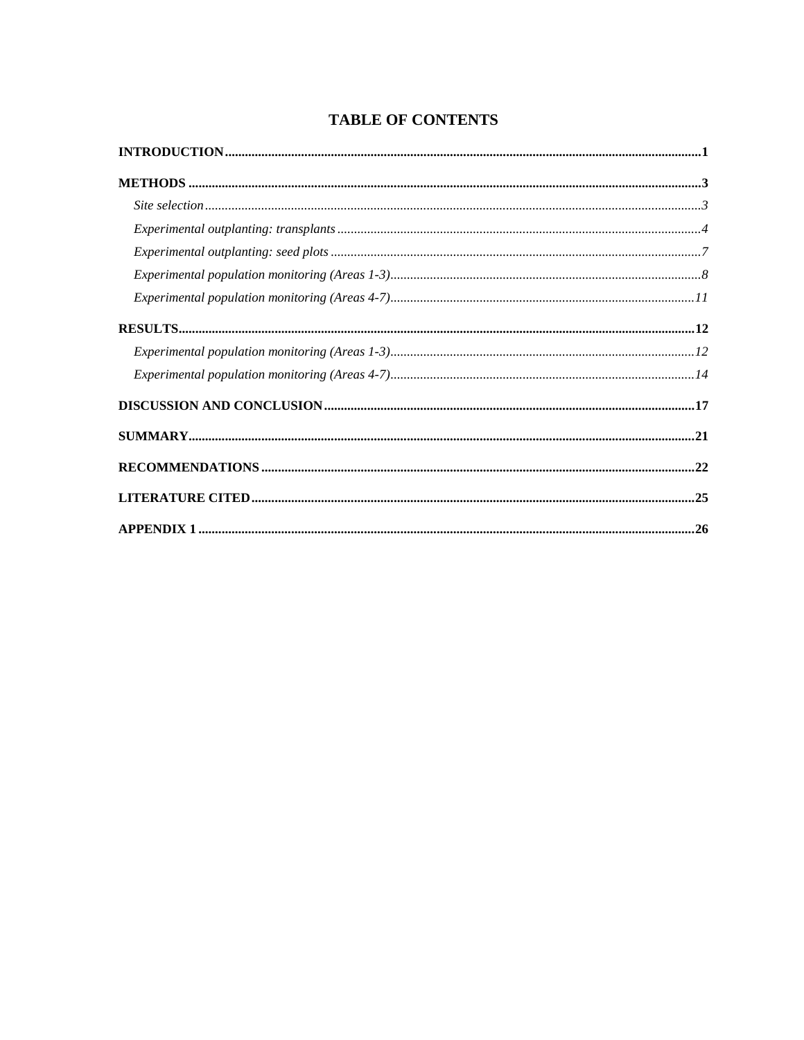# TABLE OF CONTENTS

**INTRODUCTION** .......... 1

**METHODS** .......... 3

*Site selection* .......... 3

*Experimental outplanting: transplants* .......... 4

*Experimental outplanting: seed plots* .......... 7

*Experimental population monitoring (Areas 1-3)* .......... 8

*Experimental population monitoring (Areas 4-7)* .......... 11

**RESULTS** .......... 12

*Experimental population monitoring (Areas 1-3)* .......... 12

*Experimental population monitoring (Areas 4-7)* .......... 14

**DISCUSSION AND CONCLUSION** .......... 17

**SUMMARY** .......... 21

**RECOMMENDATIONS** .......... 22

**LITERATURE CITED** .......... 25

**APPENDIX 1** .......... 26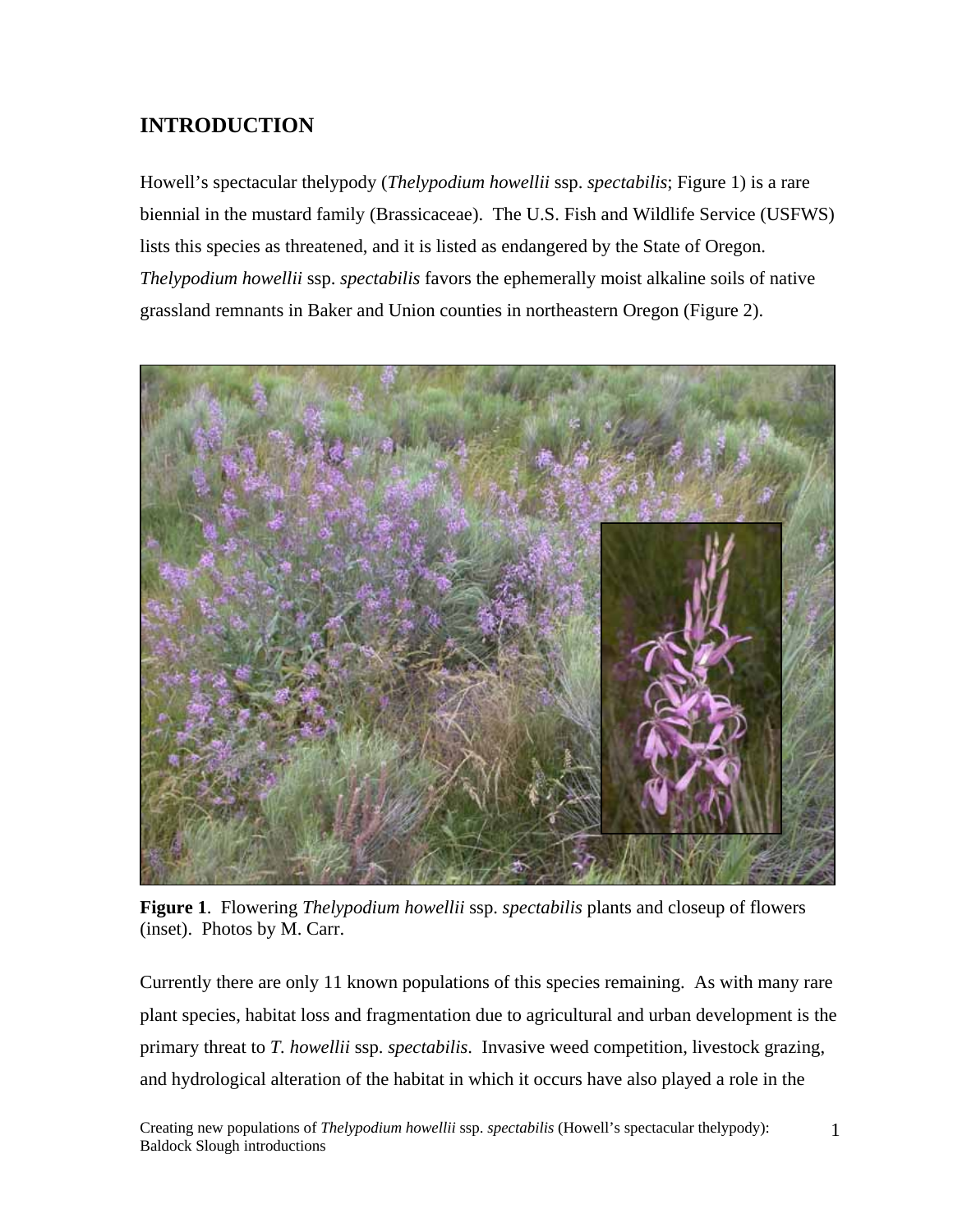## INTRODUCTION

Howell's spectacular thelypody (*Thelypodium howellii* ssp. *spectabilis*; Figure 1) is a rare biennial in the mustard family (Brassicaceae). The U.S. Fish and Wildlife Service (USFWS) lists this species as threatened, and it is listed as endangered by the State of Oregon. *Thelypodium howellii* ssp. *spectabilis* favors the ephemerally moist alkaline soils of native grassland remnants in Baker and Union counties in northeastern Oregon (Figure 2).

**Figure 1**. Flowering *Thelypodium howellii* ssp. *spectabilis* plants and closeup of flowers (inset). Photos by M. Carr.

Currently there are only 11 known populations of this species remaining. As with many rare plant species, habitat loss and fragmentation due to agricultural and urban development is the primary threat to *T. howellii* ssp. *spectabilis*. Invasive weed competition, livestock grazing, and hydrological alteration of the habitat in which it occurs have also played a role in the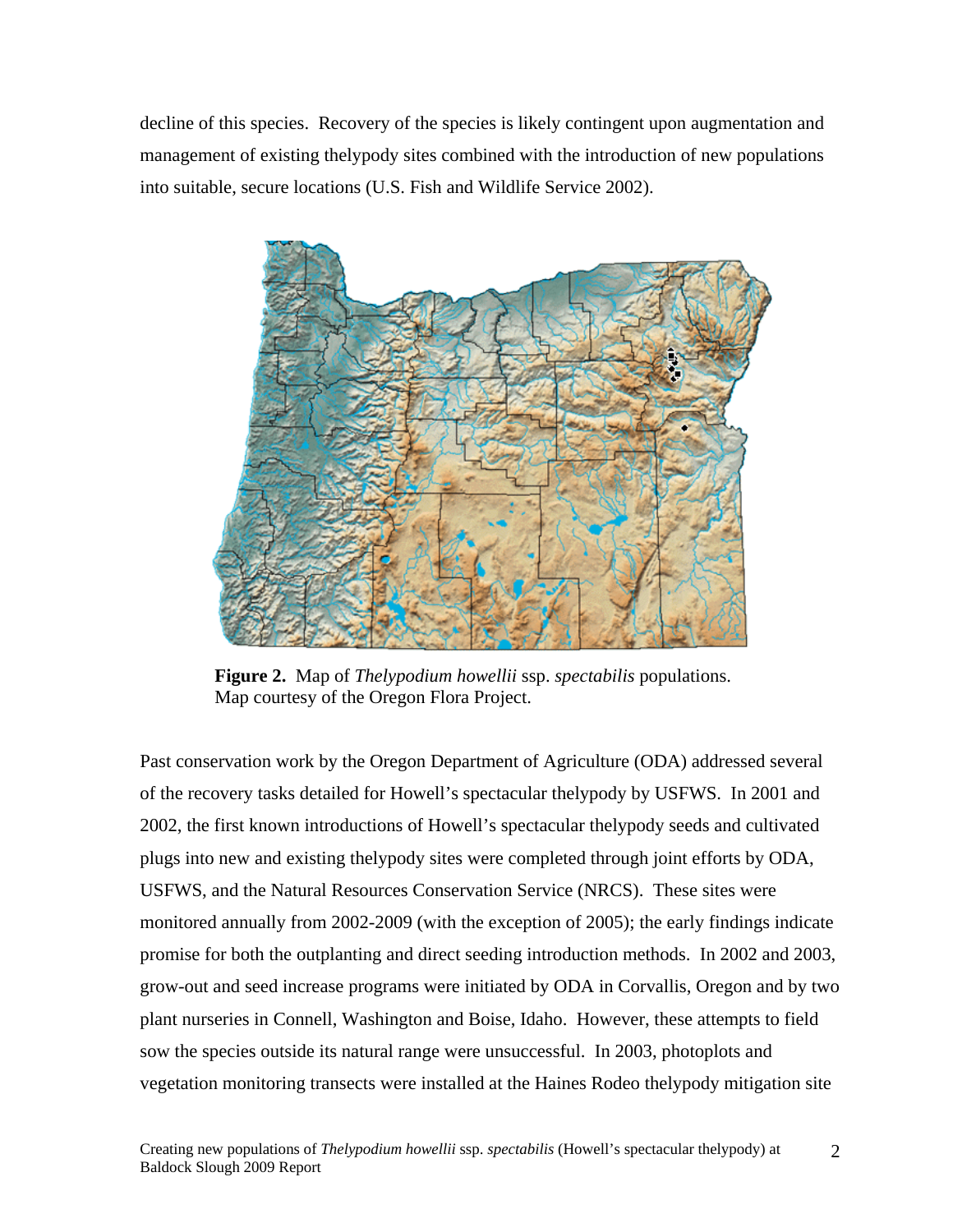decline of this species. Recovery of the species is likely contingent upon augmentation and management of existing thelypody sites combined with the introduction of new populations into suitable, secure locations (U.S. Fish and Wildlife Service 2002).

**Figure 2.** Map of *Thelypodium howellii* ssp. *spectabilis* populations. Map courtesy of the Oregon Flora Project.

Past conservation work by the Oregon Department of Agriculture (ODA) addressed several of the recovery tasks detailed for Howell's spectacular thelypody by USFWS. In 2001 and 2002, the first known introductions of Howell's spectacular thelypody seeds and cultivated plugs into new and existing thelypody sites were completed through joint efforts by ODA, USFWS, and the Natural Resources Conservation Service (NRCS). These sites were monitored annually from 2002-2009 (with the exception of 2005); the early findings indicate promise for both the outplanting and direct seeding introduction methods. In 2002 and 2003, grow-out and seed increase programs were initiated by ODA in Corvallis, Oregon and by two plant nurseries in Connell, Washington and Boise, Idaho. However, these attempts to field sow the species outside its natural range were unsuccessful. In 2003, photoplots and vegetation monitoring transects were installed at the Haines Rodeo thelypody mitigation site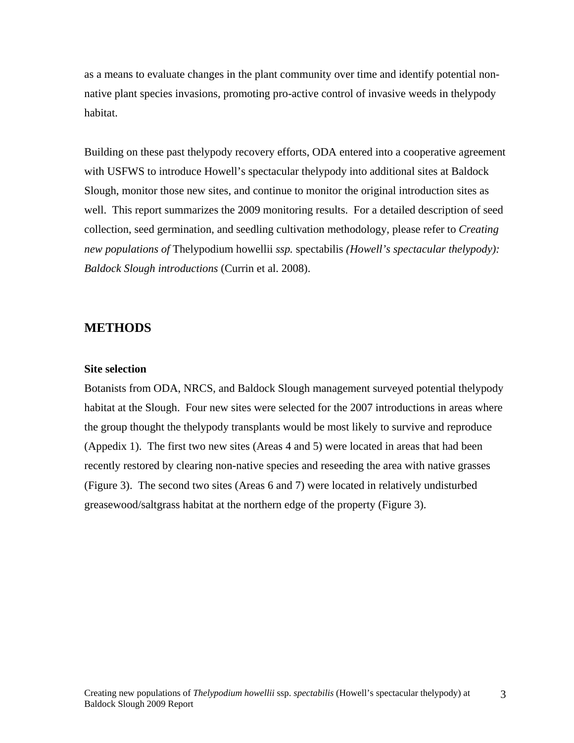as a means to evaluate changes in the plant community over time and identify potential non-native plant species invasions, promoting pro-active control of invasive weeds in thelypody habitat.

Building on these past thelypody recovery efforts, ODA entered into a cooperative agreement with USFWS to introduce Howell's spectacular thelypody into additional sites at Baldock Slough, monitor those new sites, and continue to monitor the original introduction sites as well. This report summarizes the 2009 monitoring results. For a detailed description of seed collection, seed germination, and seedling cultivation methodology, please refer to *Creating new populations of* Thelypodium howellii *ssp.* spectabilis *(Howell's spectacular thelypody): Baldock Slough introductions* (Currin et al. 2008).

## METHODS

### Site selection

Botanists from ODA, NRCS, and Baldock Slough management surveyed potential thelypody habitat at the Slough. Four new sites were selected for the 2007 introductions in areas where the group thought the thelypody transplants would be most likely to survive and reproduce (Appedix 1). The first two new sites (Areas 4 and 5) were located in areas that had been recently restored by clearing non-native species and reseeding the area with native grasses (Figure 3). The second two sites (Areas 6 and 7) were located in relatively undisturbed greasewood/saltgrass habitat at the northern edge of the property (Figure 3).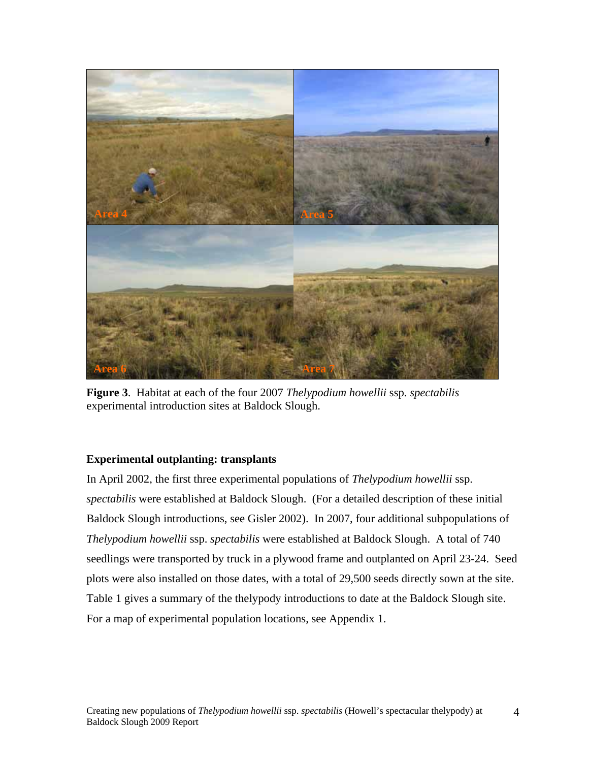**Figure 3**. Habitat at each of the four 2007 *Thelypodium howellii* ssp. *spectabilis* experimental introduction sites at Baldock Slough.

**Experimental outplanting: transplants**

In April 2002, the first three experimental populations of *Thelypodium howellii* ssp. *spectabilis* were established at Baldock Slough. (For a detailed description of these initial Baldock Slough introductions, see Gisler 2002). In 2007, four additional subpopulations of *Thelypodium howellii* ssp. *spectabilis* were established at Baldock Slough. A total of 740 seedlings were transported by truck in a plywood frame and outplanted on April 23-24. Seed plots were also installed on those dates, with a total of 29,500 seeds directly sown at the site. Table 1 gives a summary of the thelypody introductions to date at the Baldock Slough site. For a map of experimental population locations, see Appendix 1.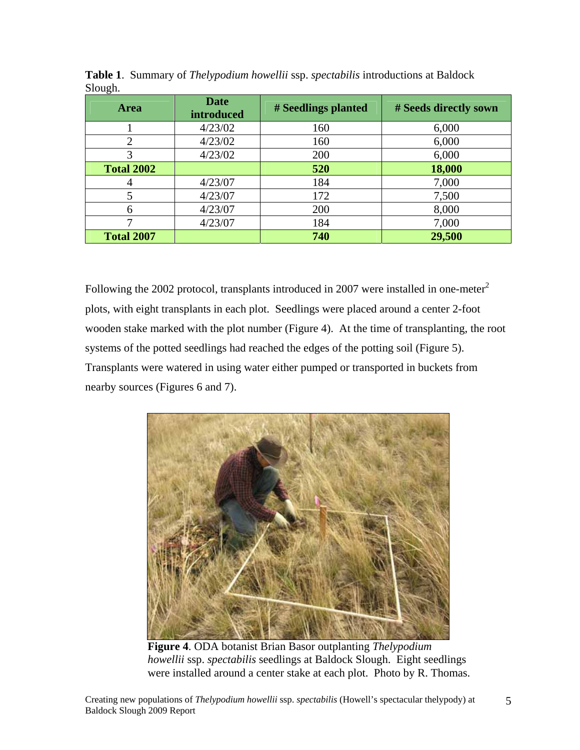**Table 1**. Summary of *Thelypodium howellii* ssp. *spectabilis* introductions at Baldock Slough.

| Area | Date introduced | # Seedlings planted | # Seeds directly sown |
|---|---|---|---|
| 1 | 4/23/02 | 160 | 6,000 |
| 2 | 4/23/02 | 160 | 6,000 |
| 3 | 4/23/02 | 200 | 6,000 |
| **Total 2002** | | **520** | **18,000** |
| 4 | 4/23/07 | 184 | 7,000 |
| 5 | 4/23/07 | 172 | 7,500 |
| 6 | 4/23/07 | 200 | 8,000 |
| 7 | 4/23/07 | 184 | 7,000 |
| **Total 2007** | | **740** | **29,500** |

Following the 2002 protocol, transplants introduced in 2007 were installed in one-meter$^2$ plots, with eight transplants in each plot. Seedlings were placed around a center 2-foot wooden stake marked with the plot number (Figure 4). At the time of transplanting, the root systems of the potted seedlings had reached the edges of the potting soil (Figure 5). Transplants were watered in using water either pumped or transported in buckets from nearby sources (Figures 6 and 7).

**Figure 4**. ODA botanist Brian Basor outplanting *Thelypodium howellii* ssp. *spectabilis* seedlings at Baldock Slough. Eight seedlings were installed around a center stake at each plot. Photo by R. Thomas.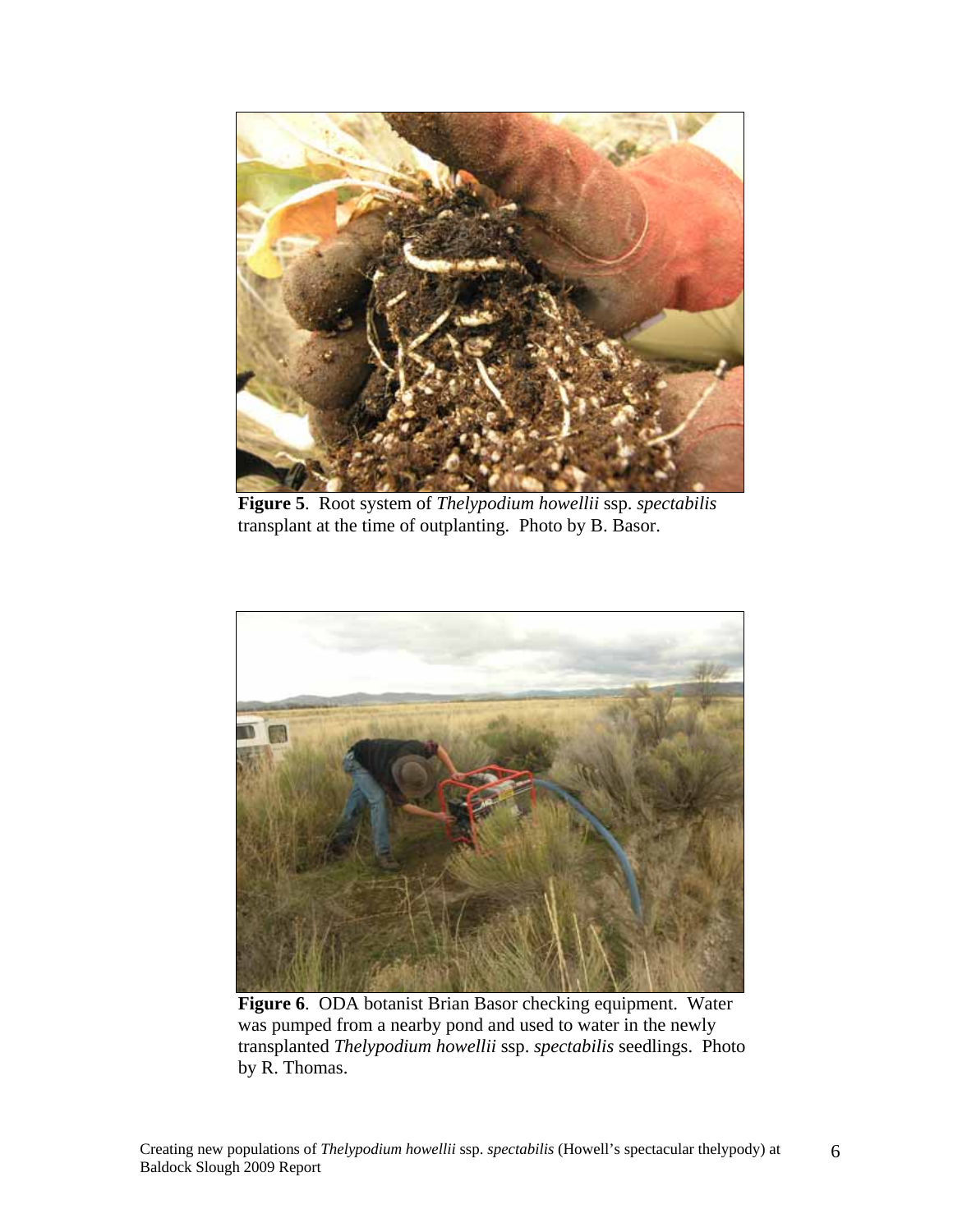**Figure 5**. Root system of *Thelypodium howellii* ssp. *spectabilis* transplant at the time of outplanting. Photo by B. Basor.

**Figure 6**. ODA botanist Brian Basor checking equipment. Water was pumped from a nearby pond and used to water in the newly transplanted *Thelypodium howellii* ssp. *spectabilis* seedlings. Photo by R. Thomas.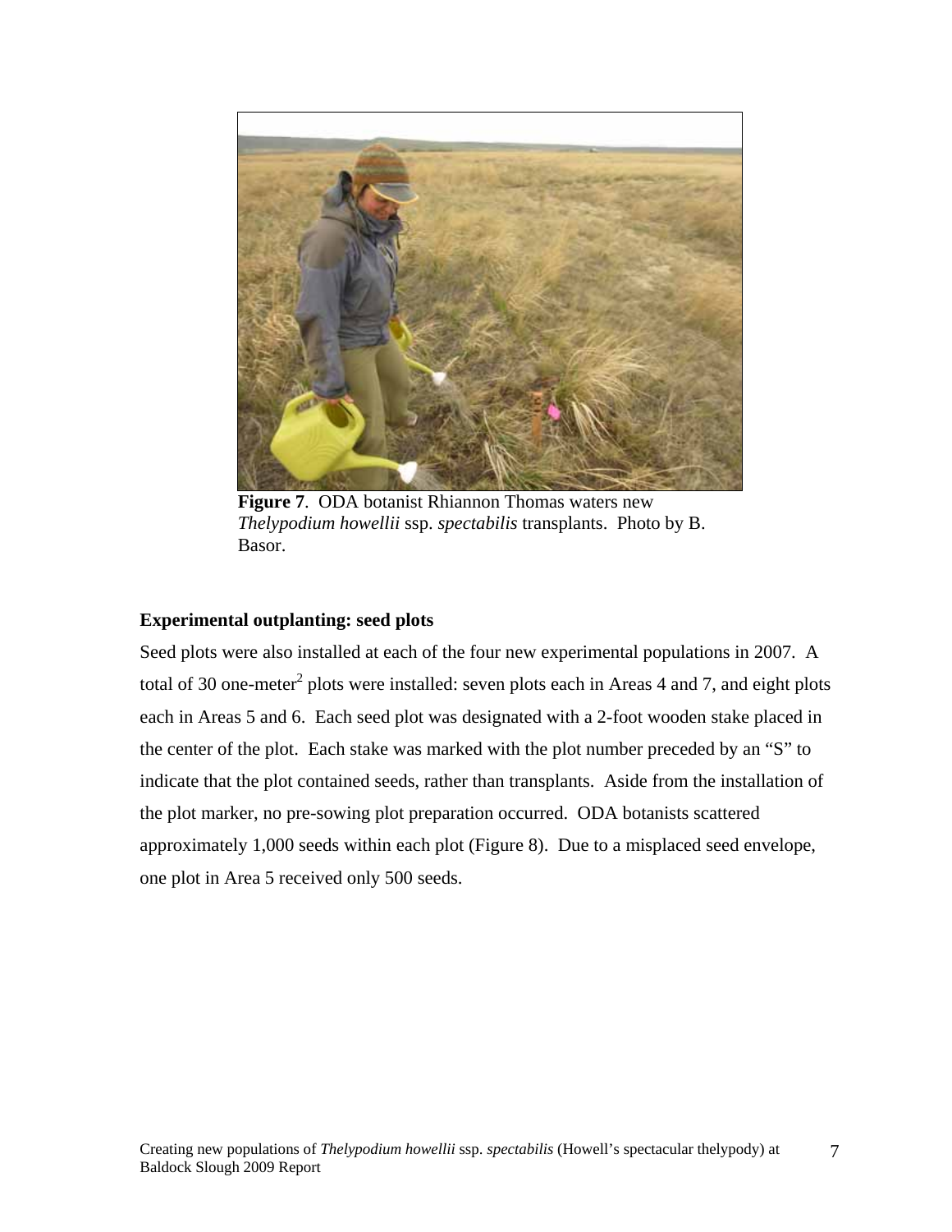**Figure 7**. ODA botanist Rhiannon Thomas waters new *Thelypodium howellii* ssp. *spectabilis* transplants. Photo by B. Basor.

### Experimental outplanting: seed plots

Seed plots were also installed at each of the four new experimental populations in 2007. A total of 30 one-meter$^2$ plots were installed: seven plots each in Areas 4 and 7, and eight plots each in Areas 5 and 6. Each seed plot was designated with a 2-foot wooden stake placed in the center of the plot. Each stake was marked with the plot number preceded by an "S" to indicate that the plot contained seeds, rather than transplants. Aside from the installation of the plot marker, no pre-sowing plot preparation occurred. ODA botanists scattered approximately 1,000 seeds within each plot (Figure 8). Due to a misplaced seed envelope, one plot in Area 5 received only 500 seeds.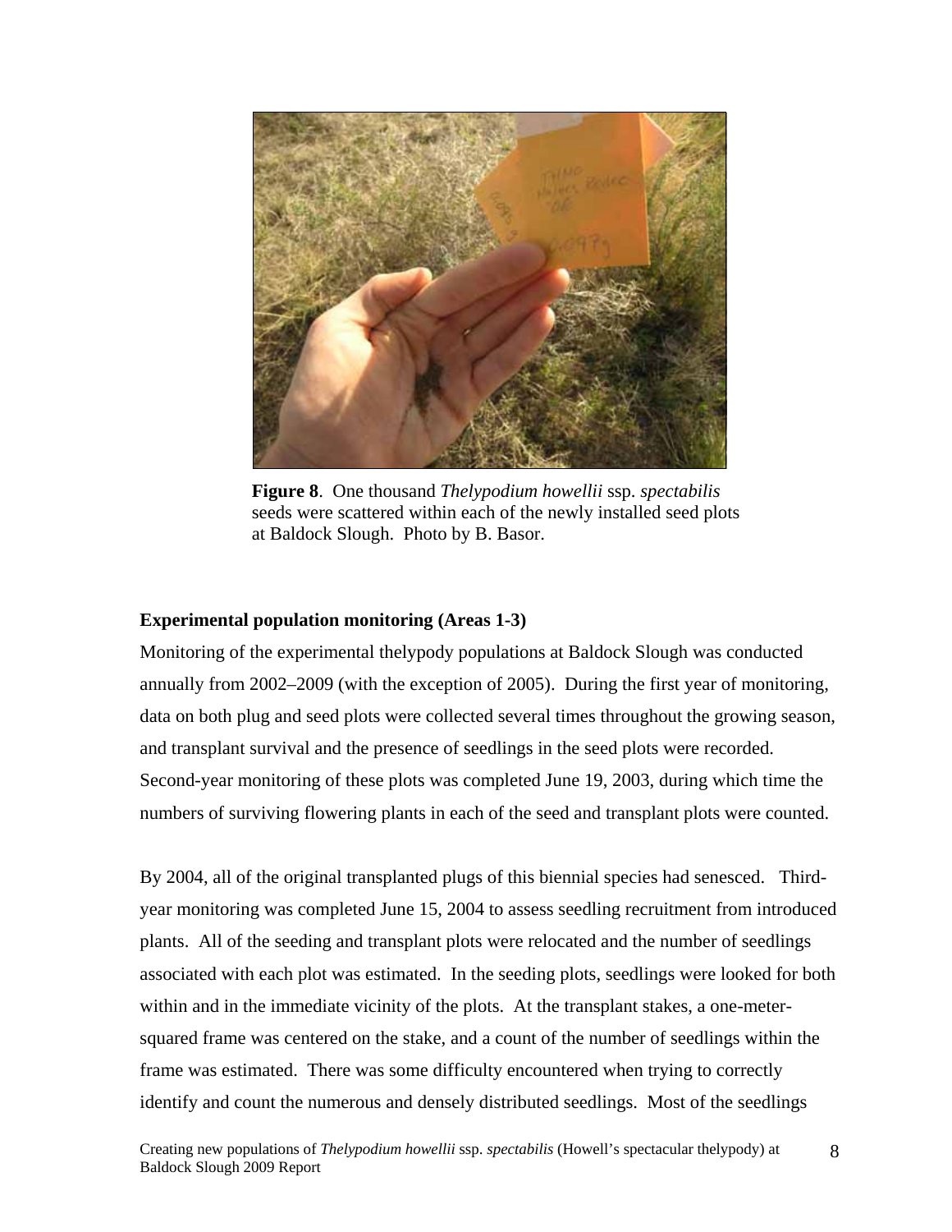**Figure 8**. One thousand *Thelypodium howellii* ssp. *spectabilis* seeds were scattered within each of the newly installed seed plots at Baldock Slough. Photo by B. Basor.

### Experimental population monitoring (Areas 1-3)

Monitoring of the experimental thelypody populations at Baldock Slough was conducted annually from 2002–2009 (with the exception of 2005). During the first year of monitoring, data on both plug and seed plots were collected several times throughout the growing season, and transplant survival and the presence of seedlings in the seed plots were recorded. Second-year monitoring of these plots was completed June 19, 2003, during which time the numbers of surviving flowering plants in each of the seed and transplant plots were counted.

By 2004, all of the original transplanted plugs of this biennial species had senesced. Third-year monitoring was completed June 15, 2004 to assess seedling recruitment from introduced plants. All of the seeding and transplant plots were relocated and the number of seedlings associated with each plot was estimated. In the seeding plots, seedlings were looked for both within and in the immediate vicinity of the plots. At the transplant stakes, a one-meter-squared frame was centered on the stake, and a count of the number of seedlings within the frame was estimated. There was some difficulty encountered when trying to correctly identify and count the numerous and densely distributed seedlings. Most of the seedlings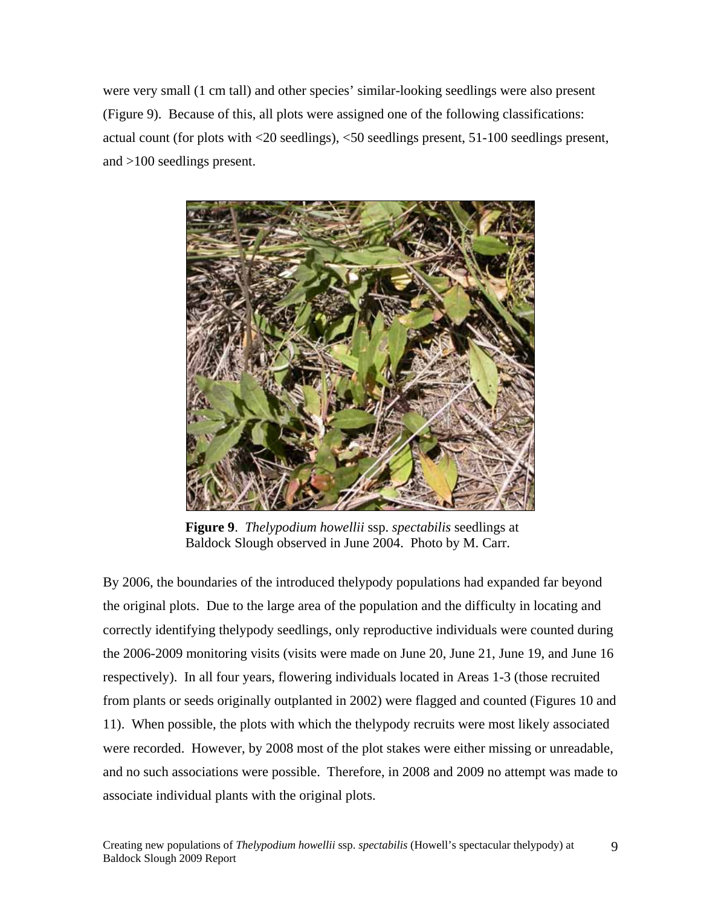were very small (1 cm tall) and other species' similar-looking seedlings were also present (Figure 9). Because of this, all plots were assigned one of the following classifications: actual count (for plots with <20 seedlings), <50 seedlings present, 51-100 seedlings present, and >100 seedlings present.

**Figure 9**. *Thelypodium howellii* ssp. *spectabilis* seedlings at Baldock Slough observed in June 2004. Photo by M. Carr.

By 2006, the boundaries of the introduced thelypody populations had expanded far beyond the original plots. Due to the large area of the population and the difficulty in locating and correctly identifying thelypody seedlings, only reproductive individuals were counted during the 2006-2009 monitoring visits (visits were made on June 20, June 21, June 19, and June 16 respectively). In all four years, flowering individuals located in Areas 1-3 (those recruited from plants or seeds originally outplanted in 2002) were flagged and counted (Figures 10 and 11). When possible, the plots with which the thelypody recruits were most likely associated were recorded. However, by 2008 most of the plot stakes were either missing or unreadable, and no such associations were possible. Therefore, in 2008 and 2009 no attempt was made to associate individual plants with the original plots.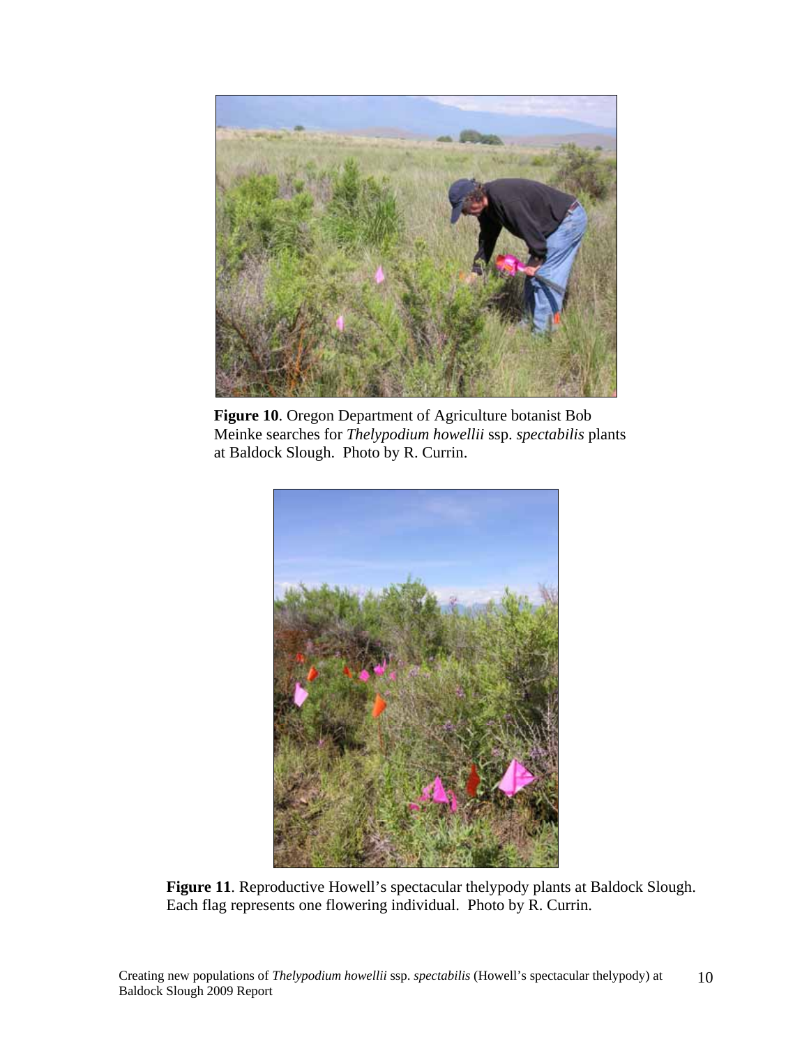**Figure 10**. Oregon Department of Agriculture botanist Bob Meinke searches for *Thelypodium howellii* ssp. *spectabilis* plants at Baldock Slough. Photo by R. Currin.

**Figure 11**. Reproductive Howell's spectacular thelypody plants at Baldock Slough. Each flag represents one flowering individual. Photo by R. Currin.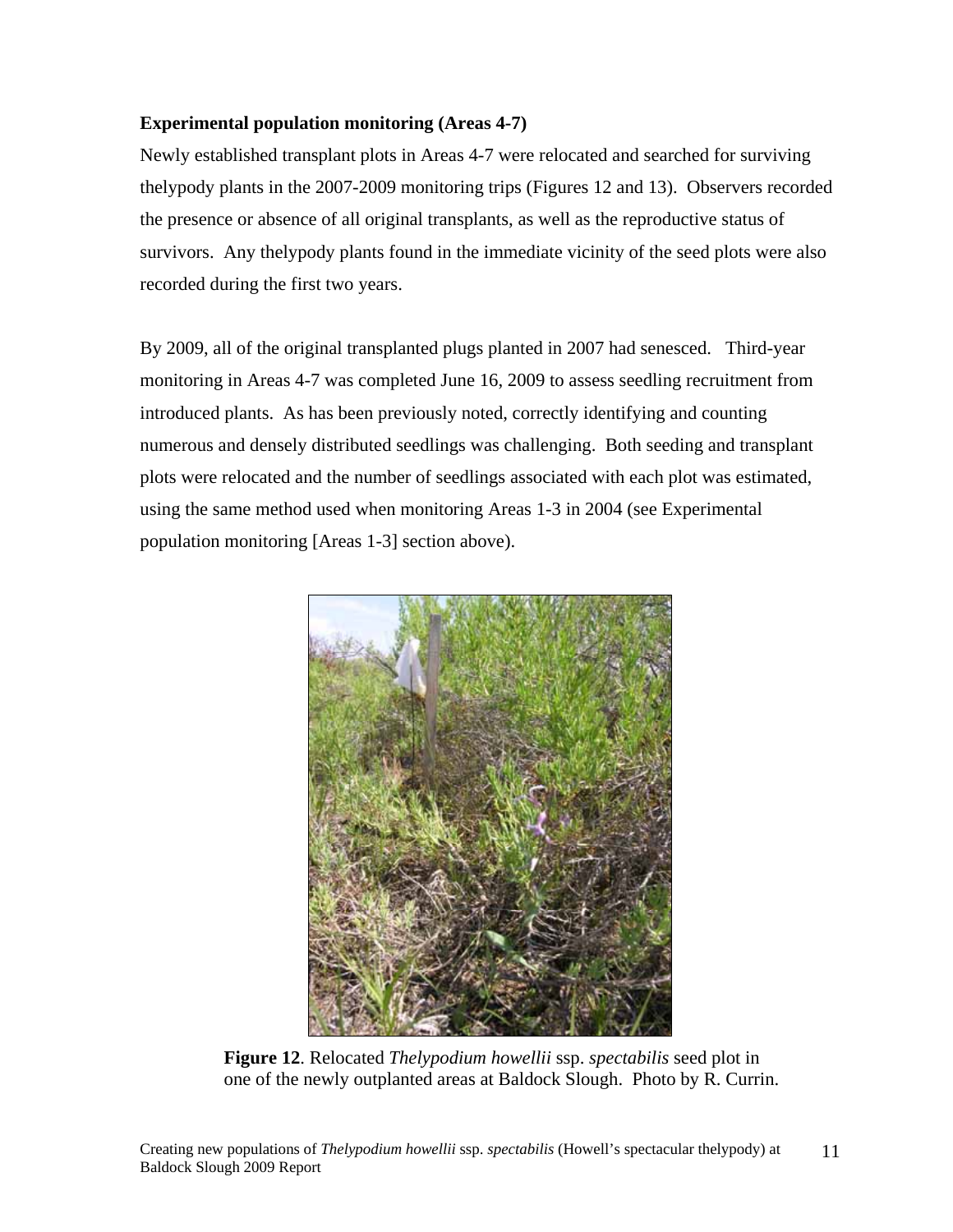**Experimental population monitoring (Areas 4-7)**

Newly established transplant plots in Areas 4-7 were relocated and searched for surviving thelypody plants in the 2007-2009 monitoring trips (Figures 12 and 13). Observers recorded the presence or absence of all original transplants, as well as the reproductive status of survivors. Any thelypody plants found in the immediate vicinity of the seed plots were also recorded during the first two years.

By 2009, all of the original transplanted plugs planted in 2007 had senesced. Third-year monitoring in Areas 4-7 was completed June 16, 2009 to assess seedling recruitment from introduced plants. As has been previously noted, correctly identifying and counting numerous and densely distributed seedlings was challenging. Both seeding and transplant plots were relocated and the number of seedlings associated with each plot was estimated, using the same method used when monitoring Areas 1-3 in 2004 (see Experimental population monitoring [Areas 1-3] section above).

**Figure 12**. Relocated *Thelypodium howellii* ssp. *spectabilis* seed plot in one of the newly outplanted areas at Baldock Slough. Photo by R. Currin.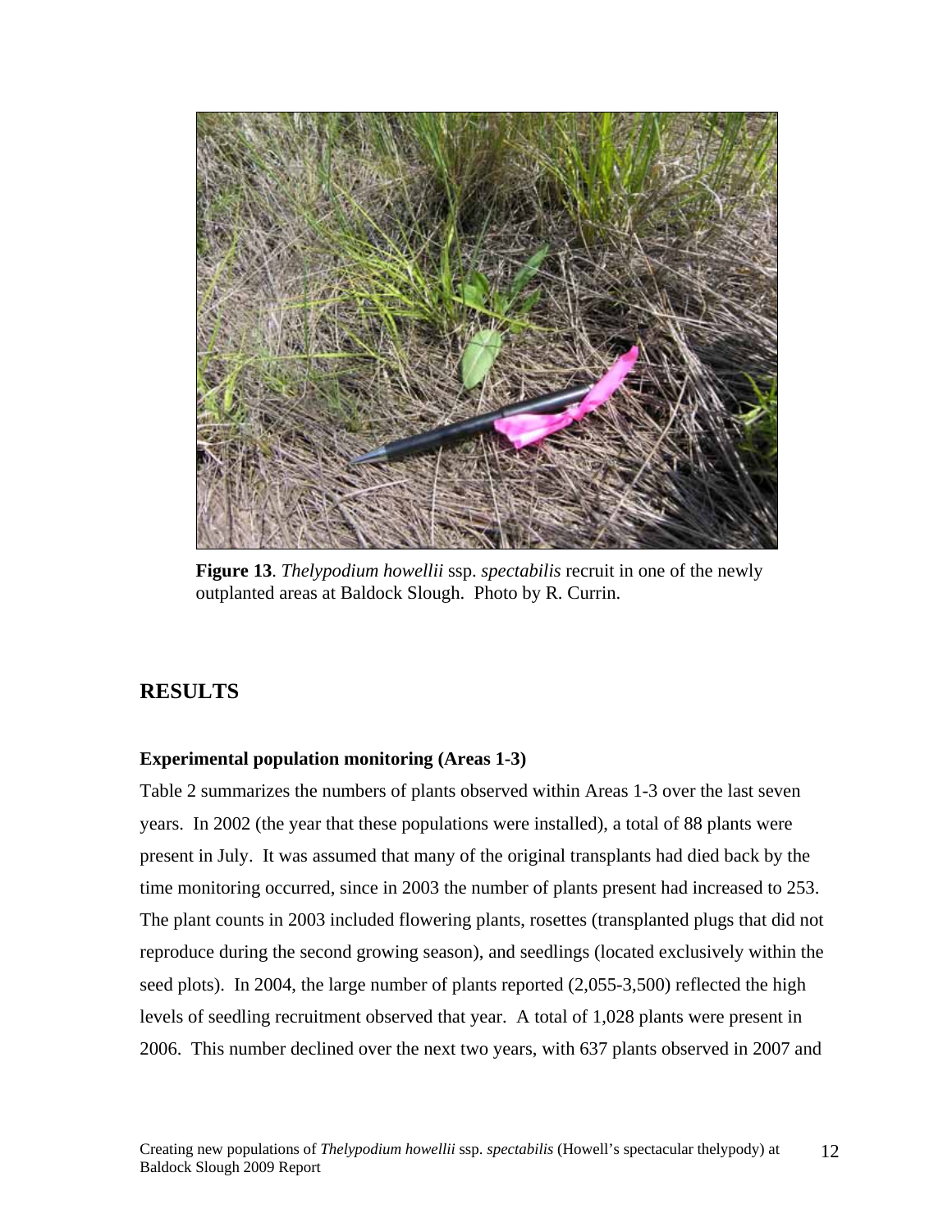**Figure 13**. *Thelypodium howellii* ssp. *spectabilis* recruit in one of the newly outplanted areas at Baldock Slough. Photo by R. Currin.

## RESULTS

### Experimental population monitoring (Areas 1-3)

Table 2 summarizes the numbers of plants observed within Areas 1-3 over the last seven years. In 2002 (the year that these populations were installed), a total of 88 plants were present in July. It was assumed that many of the original transplants had died back by the time monitoring occurred, since in 2003 the number of plants present had increased to 253. The plant counts in 2003 included flowering plants, rosettes (transplanted plugs that did not reproduce during the second growing season), and seedlings (located exclusively within the seed plots). In 2004, the large number of plants reported (2,055-3,500) reflected the high levels of seedling recruitment observed that year. A total of 1,028 plants were present in 2006. This number declined over the next two years, with 637 plants observed in 2007 and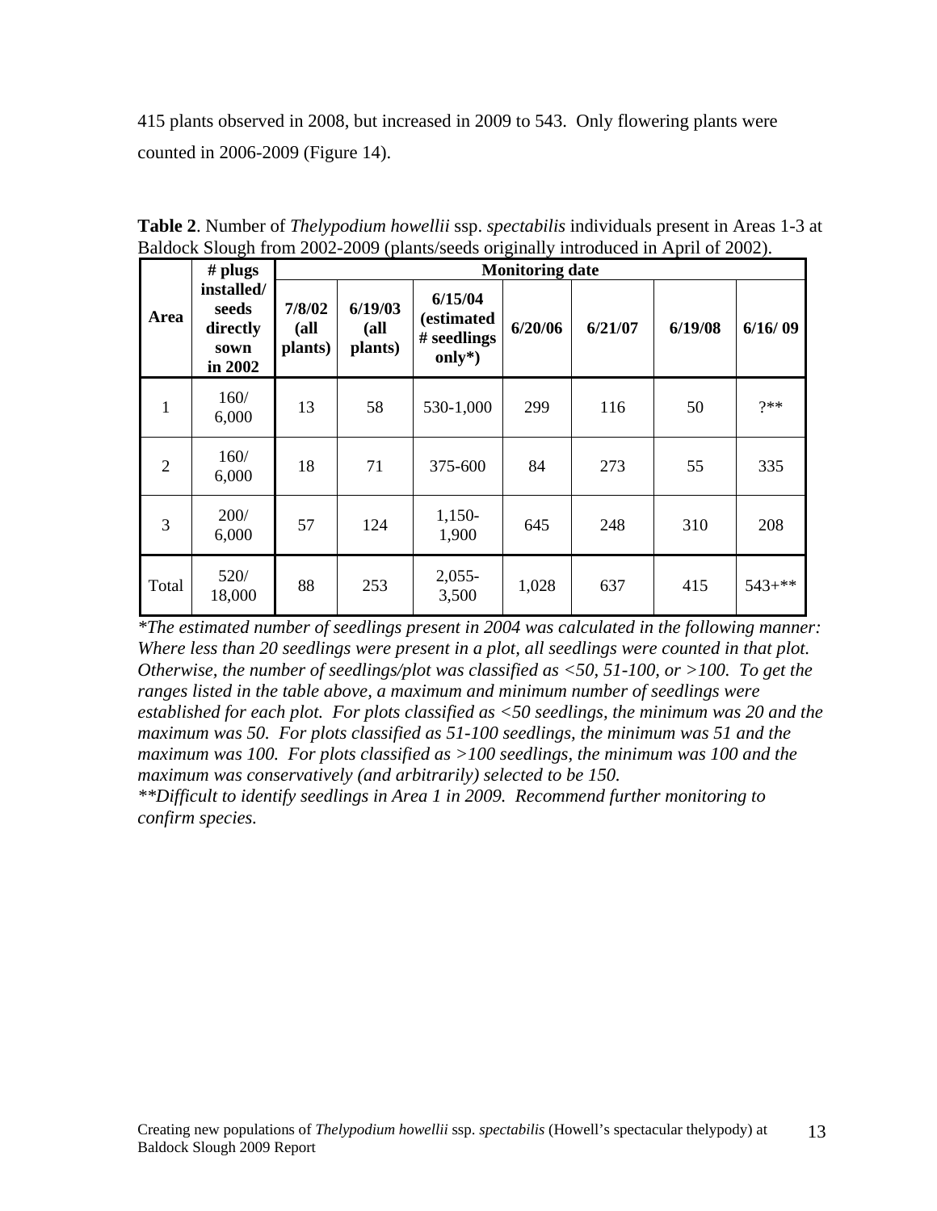415 plants observed in 2008, but increased in 2009 to 543. Only flowering plants were counted in 2006-2009 (Figure 14).

**Table 2**. Number of *Thelypodium howellii* ssp. *spectabilis* individuals present in Areas 1-3 at Baldock Slough from 2002-2009 (plants/seeds originally introduced in April of 2002).

| Area | # plugs installed/ seeds directly sown in 2002 | Monitoring date | | | | | | |
|---|---|---|---|---|---|---|---|---|
| | | 7/8/02 (all plants) | 6/19/03 (all plants) | 6/15/04 (estimated # seedlings only*) | 6/20/06 | 6/21/07 | 6/19/08 | 6/16/ 09 |
| 1 | 160/ 6,000 | 13 | 58 | 530-1,000 | 299 | 116 | 50 | ?** |
| 2 | 160/ 6,000 | 18 | 71 | 375-600 | 84 | 273 | 55 | 335 |
| 3 | 200/ 6,000 | 57 | 124 | 1,150-1,900 | 645 | 248 | 310 | 208 |
| Total | 520/ 18,000 | 88 | 253 | 2,055-3,500 | 1,028 | 637 | 415 | 543+** |

*\*The estimated number of seedlings present in 2004 was calculated in the following manner: Where less than 20 seedlings were present in a plot, all seedlings were counted in that plot. Otherwise, the number of seedlings/plot was classified as <50, 51-100, or >100. To get the ranges listed in the table above, a maximum and minimum number of seedlings were established for each plot. For plots classified as <50 seedlings, the minimum was 20 and the maximum was 50. For plots classified as 51-100 seedlings, the minimum was 51 and the maximum was 100. For plots classified as >100 seedlings, the minimum was 100 and the maximum was conservatively (and arbitrarily) selected to be 150.*

*\*\*Difficult to identify seedlings in Area 1 in 2009. Recommend further monitoring to confirm species.*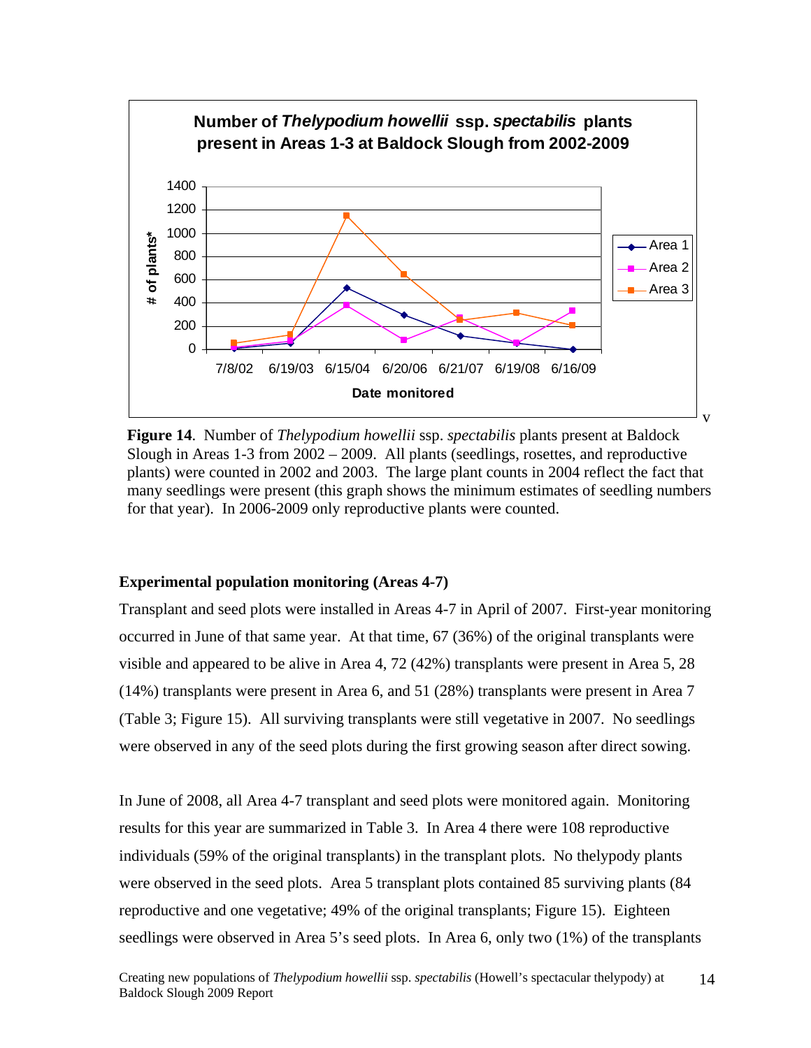**Figure 14**. Number of *Thelypodium howellii* ssp. *spectabilis* plants present at Baldock Slough in Areas 1-3 from 2002 – 2009. All plants (seedlings, rosettes, and reproductive plants) were counted in 2002 and 2003. The large plant counts in 2004 reflect the fact that many seedlings were present (this graph shows the minimum estimates of seedling numbers for that year). In 2006-2009 only reproductive plants were counted.

### Experimental population monitoring (Areas 4-7)

Transplant and seed plots were installed in Areas 4-7 in April of 2007. First-year monitoring occurred in June of that same year. At that time, 67 (36%) of the original transplants were visible and appeared to be alive in Area 4, 72 (42%) transplants were present in Area 5, 28 (14%) transplants were present in Area 6, and 51 (28%) transplants were present in Area 7 (Table 3; Figure 15). All surviving transplants were still vegetative in 2007. No seedlings were observed in any of the seed plots during the first growing season after direct sowing.

In June of 2008, all Area 4-7 transplant and seed plots were monitored again. Monitoring results for this year are summarized in Table 3. In Area 4 there were 108 reproductive individuals (59% of the original transplants) in the transplant plots. No thelypody plants were observed in the seed plots. Area 5 transplant plots contained 85 surviving plants (84 reproductive and one vegetative; 49% of the original transplants; Figure 15). Eighteen seedlings were observed in Area 5's seed plots. In Area 6, only two (1%) of the transplants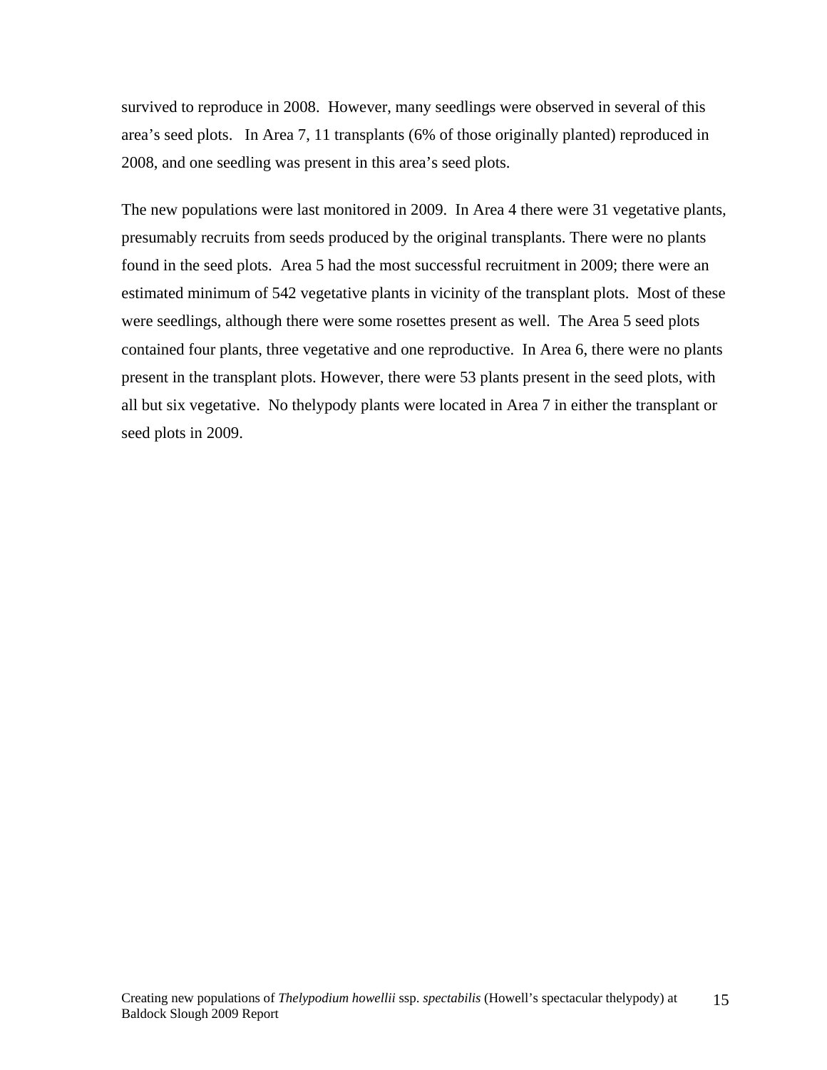survived to reproduce in 2008. However, many seedlings were observed in several of this area's seed plots. In Area 7, 11 transplants (6% of those originally planted) reproduced in 2008, and one seedling was present in this area's seed plots.

The new populations were last monitored in 2009. In Area 4 there were 31 vegetative plants, presumably recruits from seeds produced by the original transplants. There were no plants found in the seed plots. Area 5 had the most successful recruitment in 2009; there were an estimated minimum of 542 vegetative plants in vicinity of the transplant plots. Most of these were seedlings, although there were some rosettes present as well. The Area 5 seed plots contained four plants, three vegetative and one reproductive. In Area 6, there were no plants present in the transplant plots. However, there were 53 plants present in the seed plots, with all but six vegetative. No thelypody plants were located in Area 7 in either the transplant or seed plots in 2009.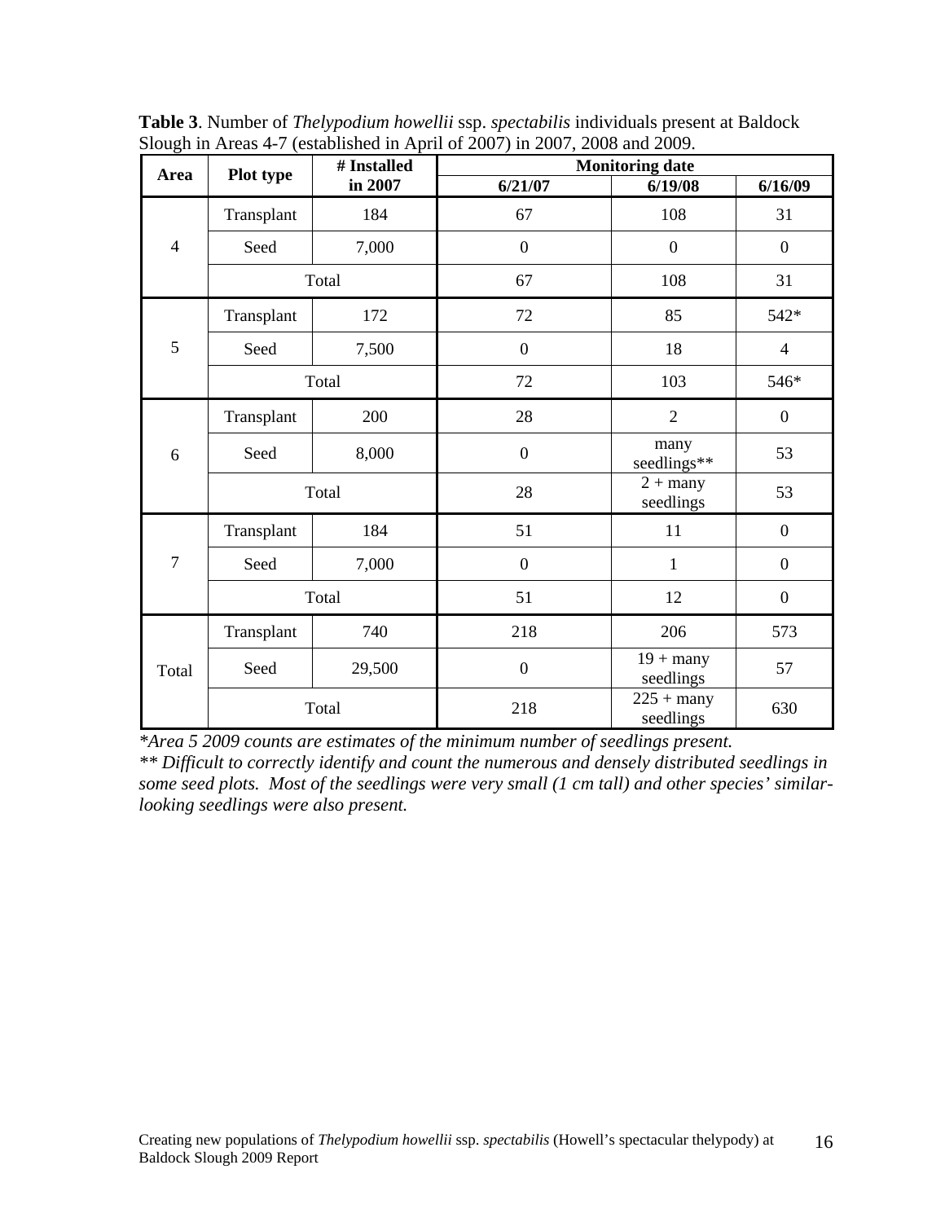**Table 3**. Number of *Thelypodium howellii* ssp. *spectabilis* individuals present at Baldock Slough in Areas 4-7 (established in April of 2007) in 2007, 2008 and 2009.

| Area | Plot type | # Installed in 2007 | Monitoring date | | |
|---|---|---|---|---|---|
| | | | 6/21/07 | 6/19/08 | 6/16/09 |
| 4 | Transplant | 184 | 67 | 108 | 31 |
| | Seed | 7,000 | 0 | 0 | 0 |
| | Total | | 67 | 108 | 31 |
| 5 | Transplant | 172 | 72 | 85 | 542* |
| | Seed | 7,500 | 0 | 18 | 4 |
| | Total | | 72 | 103 | 546* |
| 6 | Transplant | 200 | 28 | 2 | 0 |
| | Seed | 8,000 | 0 | many seedlings** | 53 |
| | Total | | 28 | 2 + many seedlings | 53 |
| 7 | Transplant | 184 | 51 | 11 | 0 |
| | Seed | 7,000 | 0 | 1 | 0 |
| | Total | | 51 | 12 | 0 |
| Total | Transplant | 740 | 218 | 206 | 573 |
| | Seed | 29,500 | 0 | 19 + many seedlings | 57 |
| | Total | | 218 | 225 + many seedlings | 630 |

*\*Area 5 2009 counts are estimates of the minimum number of seedlings present.*
*\*\* Difficult to correctly identify and count the numerous and densely distributed seedlings in some seed plots. Most of the seedlings were very small (1 cm tall) and other species' similar-looking seedlings were also present.*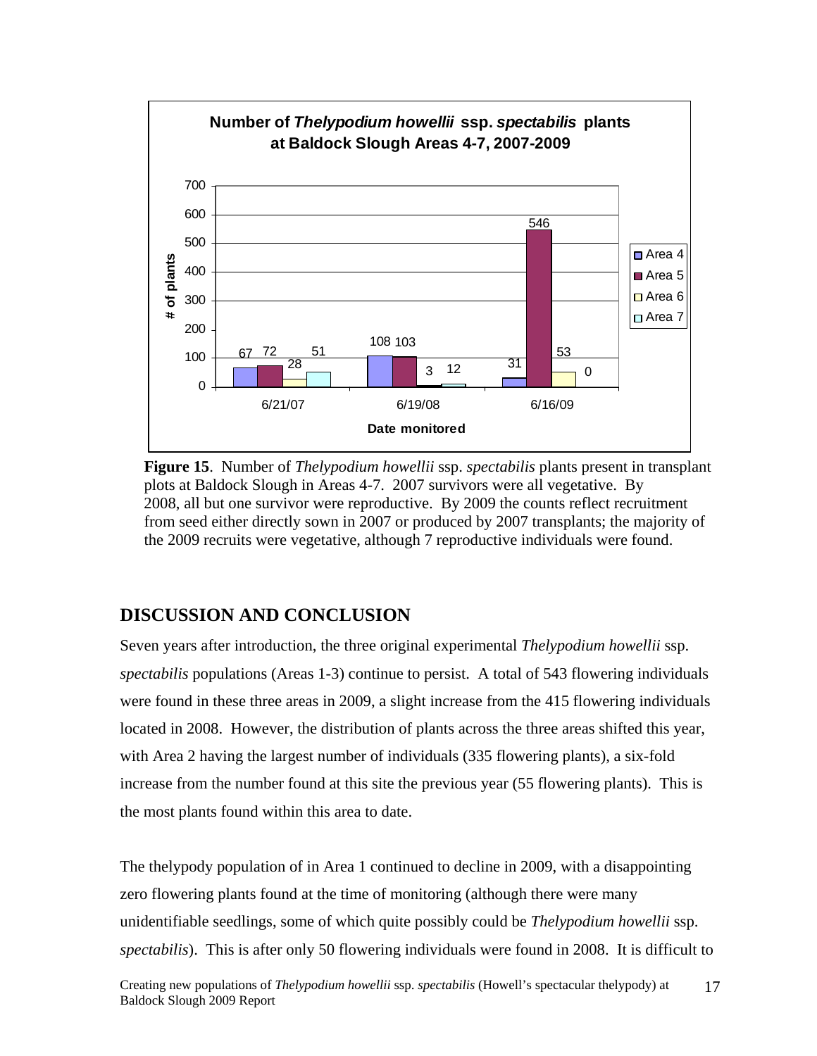**Number of *Thelypodium howellii* ssp. *spectabilis* plants at Baldock Slough Areas 4-7, 2007-2009**

| Date monitored | Area 4 | Area 5 | Area 6 | Area 7 |
|---|---|---|---|---|
| 6/21/07 | 67 | 72 | 28 | 51 |
| 6/19/08 | 108 | 103 | 3 | 12 |
| 6/16/09 | 31 | 546 | 53 | 0 |

**Figure 15**. Number of *Thelypodium howellii* ssp. *spectabilis* plants present in transplant plots at Baldock Slough in Areas 4-7. 2007 survivors were all vegetative. By 2008, all but one survivor were reproductive. By 2009 the counts reflect recruitment from seed either directly sown in 2007 or produced by 2007 transplants; the majority of the 2009 recruits were vegetative, although 7 reproductive individuals were found.

## DISCUSSION AND CONCLUSION

Seven years after introduction, the three original experimental *Thelypodium howellii* ssp. *spectabilis* populations (Areas 1-3) continue to persist. A total of 543 flowering individuals were found in these three areas in 2009, a slight increase from the 415 flowering individuals located in 2008. However, the distribution of plants across the three areas shifted this year, with Area 2 having the largest number of individuals (335 flowering plants), a six-fold increase from the number found at this site the previous year (55 flowering plants). This is the most plants found within this area to date.

The thelypody population of in Area 1 continued to decline in 2009, with a disappointing zero flowering plants found at the time of monitoring (although there were many unidentifiable seedlings, some of which quite possibly could be *Thelypodium howellii* ssp. *spectabilis*). This is after only 50 flowering individuals were found in 2008. It is difficult to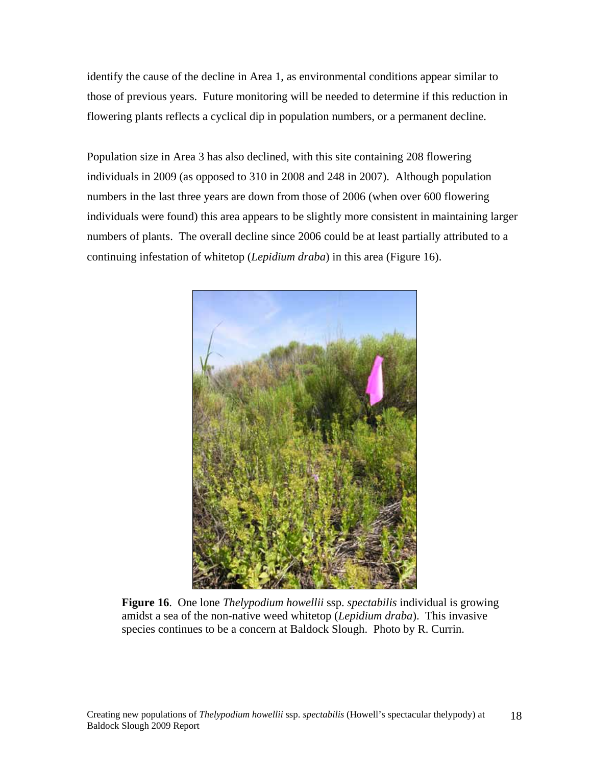identify the cause of the decline in Area 1, as environmental conditions appear similar to those of previous years. Future monitoring will be needed to determine if this reduction in flowering plants reflects a cyclical dip in population numbers, or a permanent decline.

Population size in Area 3 has also declined, with this site containing 208 flowering individuals in 2009 (as opposed to 310 in 2008 and 248 in 2007). Although population numbers in the last three years are down from those of 2006 (when over 600 flowering individuals were found) this area appears to be slightly more consistent in maintaining larger numbers of plants. The overall decline since 2006 could be at least partially attributed to a continuing infestation of whitetop (*Lepidium draba*) in this area (Figure 16).

**Figure 16**. One lone *Thelypodium howellii* ssp. *spectabilis* individual is growing amidst a sea of the non-native weed whitetop (*Lepidium draba*). This invasive species continues to be a concern at Baldock Slough. Photo by R. Currin.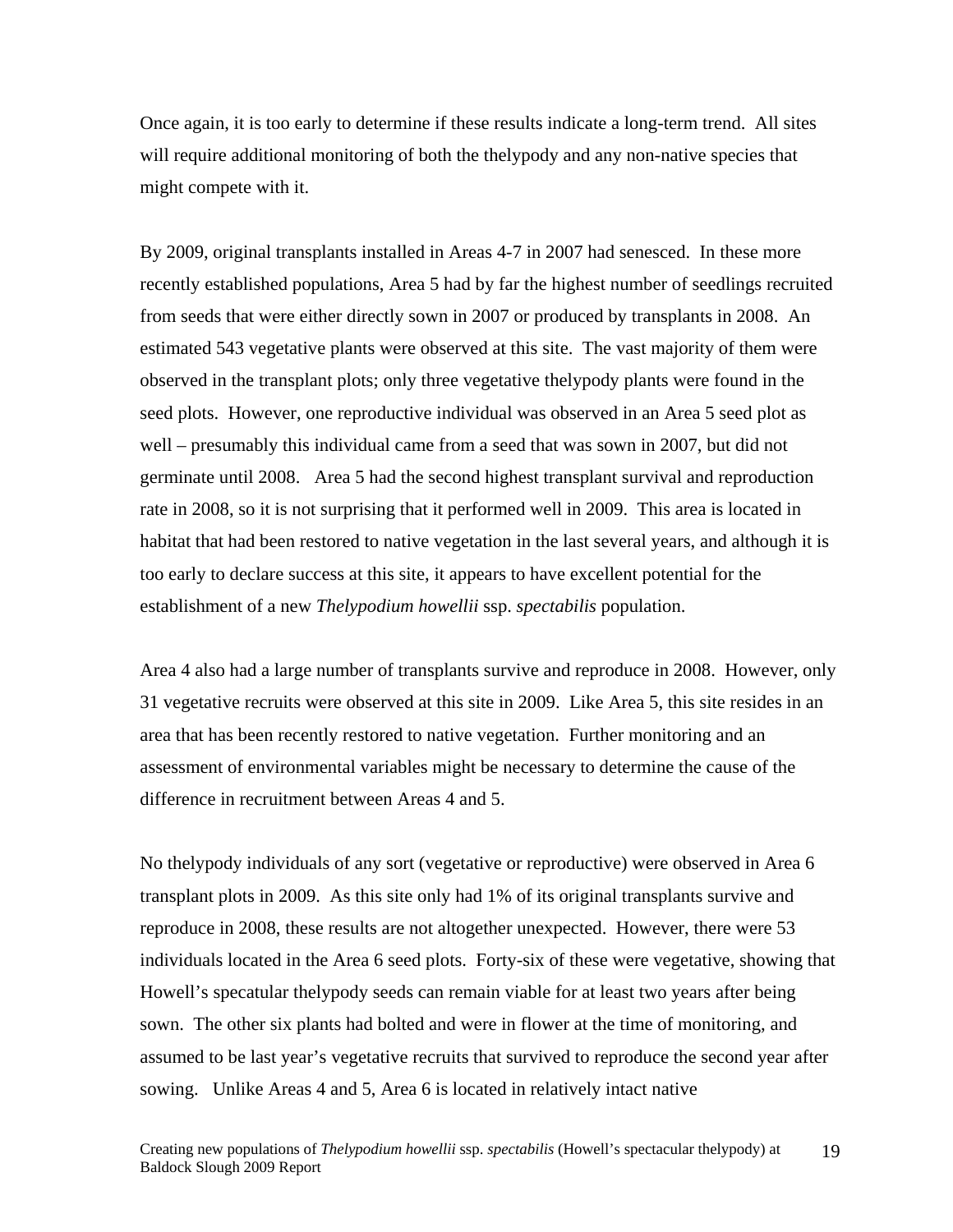Once again, it is too early to determine if these results indicate a long-term trend. All sites will require additional monitoring of both the thelypody and any non-native species that might compete with it.

By 2009, original transplants installed in Areas 4-7 in 2007 had senesced. In these more recently established populations, Area 5 had by far the highest number of seedlings recruited from seeds that were either directly sown in 2007 or produced by transplants in 2008. An estimated 543 vegetative plants were observed at this site. The vast majority of them were observed in the transplant plots; only three vegetative thelypody plants were found in the seed plots. However, one reproductive individual was observed in an Area 5 seed plot as well – presumably this individual came from a seed that was sown in 2007, but did not germinate until 2008. Area 5 had the second highest transplant survival and reproduction rate in 2008, so it is not surprising that it performed well in 2009. This area is located in habitat that had been restored to native vegetation in the last several years, and although it is too early to declare success at this site, it appears to have excellent potential for the establishment of a new *Thelypodium howellii* ssp. *spectabilis* population.

Area 4 also had a large number of transplants survive and reproduce in 2008. However, only 31 vegetative recruits were observed at this site in 2009. Like Area 5, this site resides in an area that has been recently restored to native vegetation. Further monitoring and an assessment of environmental variables might be necessary to determine the cause of the difference in recruitment between Areas 4 and 5.

No thelypody individuals of any sort (vegetative or reproductive) were observed in Area 6 transplant plots in 2009. As this site only had 1% of its original transplants survive and reproduce in 2008, these results are not altogether unexpected. However, there were 53 individuals located in the Area 6 seed plots. Forty-six of these were vegetative, showing that Howell's specatular thelypody seeds can remain viable for at least two years after being sown. The other six plants had bolted and were in flower at the time of monitoring, and assumed to be last year's vegetative recruits that survived to reproduce the second year after sowing. Unlike Areas 4 and 5, Area 6 is located in relatively intact native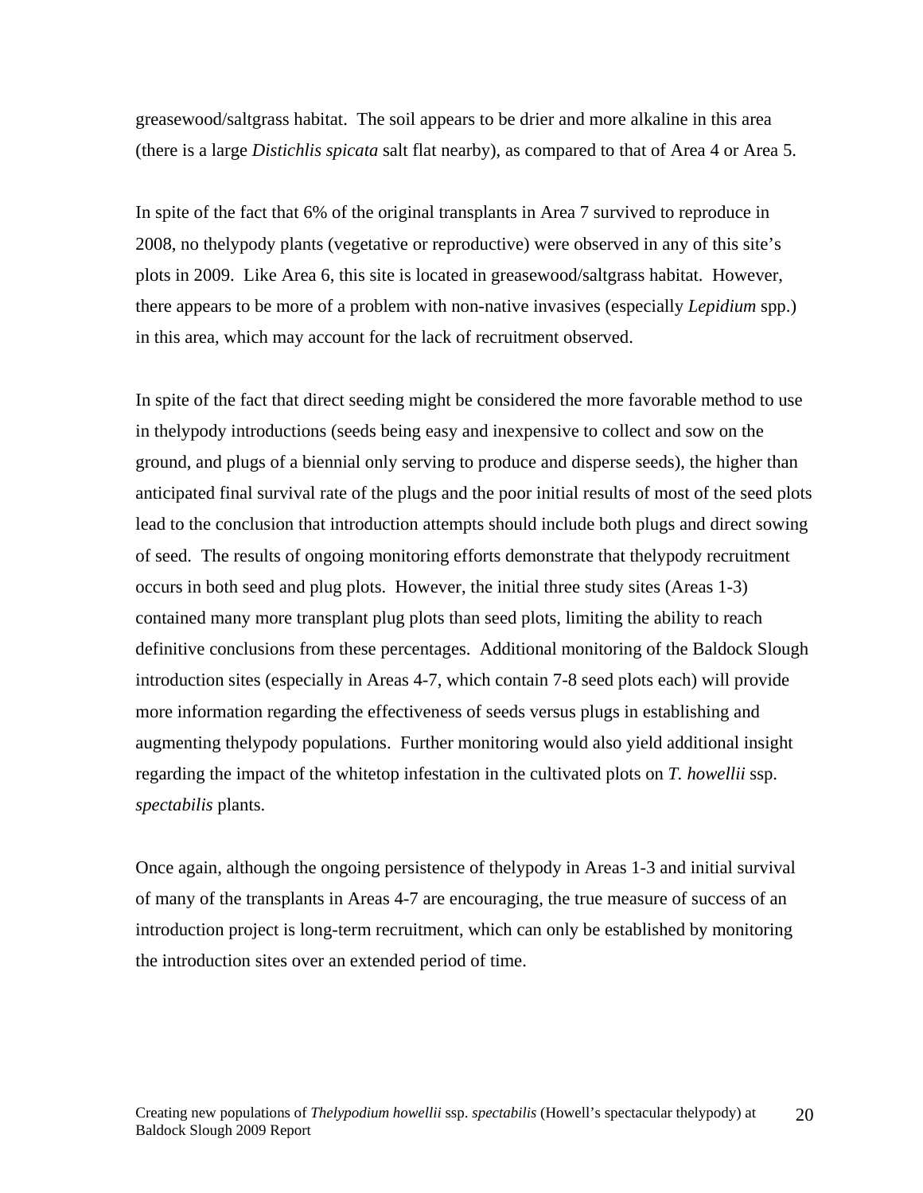greasewood/saltgrass habitat. The soil appears to be drier and more alkaline in this area (there is a large *Distichlis spicata* salt flat nearby), as compared to that of Area 4 or Area 5.

In spite of the fact that 6% of the original transplants in Area 7 survived to reproduce in 2008, no thelypody plants (vegetative or reproductive) were observed in any of this site's plots in 2009. Like Area 6, this site is located in greasewood/saltgrass habitat. However, there appears to be more of a problem with non-native invasives (especially *Lepidium* spp.) in this area, which may account for the lack of recruitment observed.

In spite of the fact that direct seeding might be considered the more favorable method to use in thelypody introductions (seeds being easy and inexpensive to collect and sow on the ground, and plugs of a biennial only serving to produce and disperse seeds), the higher than anticipated final survival rate of the plugs and the poor initial results of most of the seed plots lead to the conclusion that introduction attempts should include both plugs and direct sowing of seed. The results of ongoing monitoring efforts demonstrate that thelypody recruitment occurs in both seed and plug plots. However, the initial three study sites (Areas 1-3) contained many more transplant plug plots than seed plots, limiting the ability to reach definitive conclusions from these percentages. Additional monitoring of the Baldock Slough introduction sites (especially in Areas 4-7, which contain 7-8 seed plots each) will provide more information regarding the effectiveness of seeds versus plugs in establishing and augmenting thelypody populations. Further monitoring would also yield additional insight regarding the impact of the whitetop infestation in the cultivated plots on *T. howellii* ssp. *spectabilis* plants.

Once again, although the ongoing persistence of thelypody in Areas 1-3 and initial survival of many of the transplants in Areas 4-7 are encouraging, the true measure of success of an introduction project is long-term recruitment, which can only be established by monitoring the introduction sites over an extended period of time.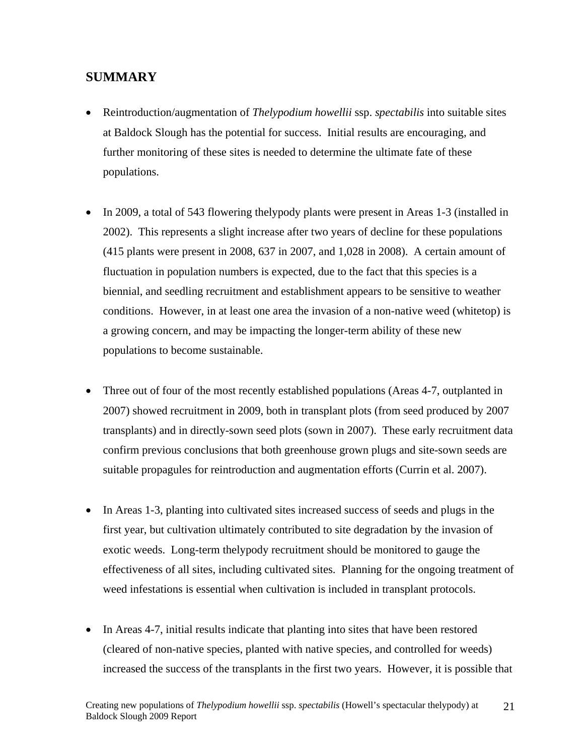## SUMMARY

- Reintroduction/augmentation of *Thelypodium howellii* ssp. *spectabilis* into suitable sites at Baldock Slough has the potential for success. Initial results are encouraging, and further monitoring of these sites is needed to determine the ultimate fate of these populations.

- In 2009, a total of 543 flowering thelypody plants were present in Areas 1-3 (installed in 2002). This represents a slight increase after two years of decline for these populations (415 plants were present in 2008, 637 in 2007, and 1,028 in 2008). A certain amount of fluctuation in population numbers is expected, due to the fact that this species is a biennial, and seedling recruitment and establishment appears to be sensitive to weather conditions. However, in at least one area the invasion of a non-native weed (whitetop) is a growing concern, and may be impacting the longer-term ability of these new populations to become sustainable.

- Three out of four of the most recently established populations (Areas 4-7, outplanted in 2007) showed recruitment in 2009, both in transplant plots (from seed produced by 2007 transplants) and in directly-sown seed plots (sown in 2007). These early recruitment data confirm previous conclusions that both greenhouse grown plugs and site-sown seeds are suitable propagules for reintroduction and augmentation efforts (Currin et al. 2007).

- In Areas 1-3, planting into cultivated sites increased success of seeds and plugs in the first year, but cultivation ultimately contributed to site degradation by the invasion of exotic weeds. Long-term thelypody recruitment should be monitored to gauge the effectiveness of all sites, including cultivated sites. Planning for the ongoing treatment of weed infestations is essential when cultivation is included in transplant protocols.

- In Areas 4-7, initial results indicate that planting into sites that have been restored (cleared of non-native species, planted with native species, and controlled for weeds) increased the success of the transplants in the first two years. However, it is possible that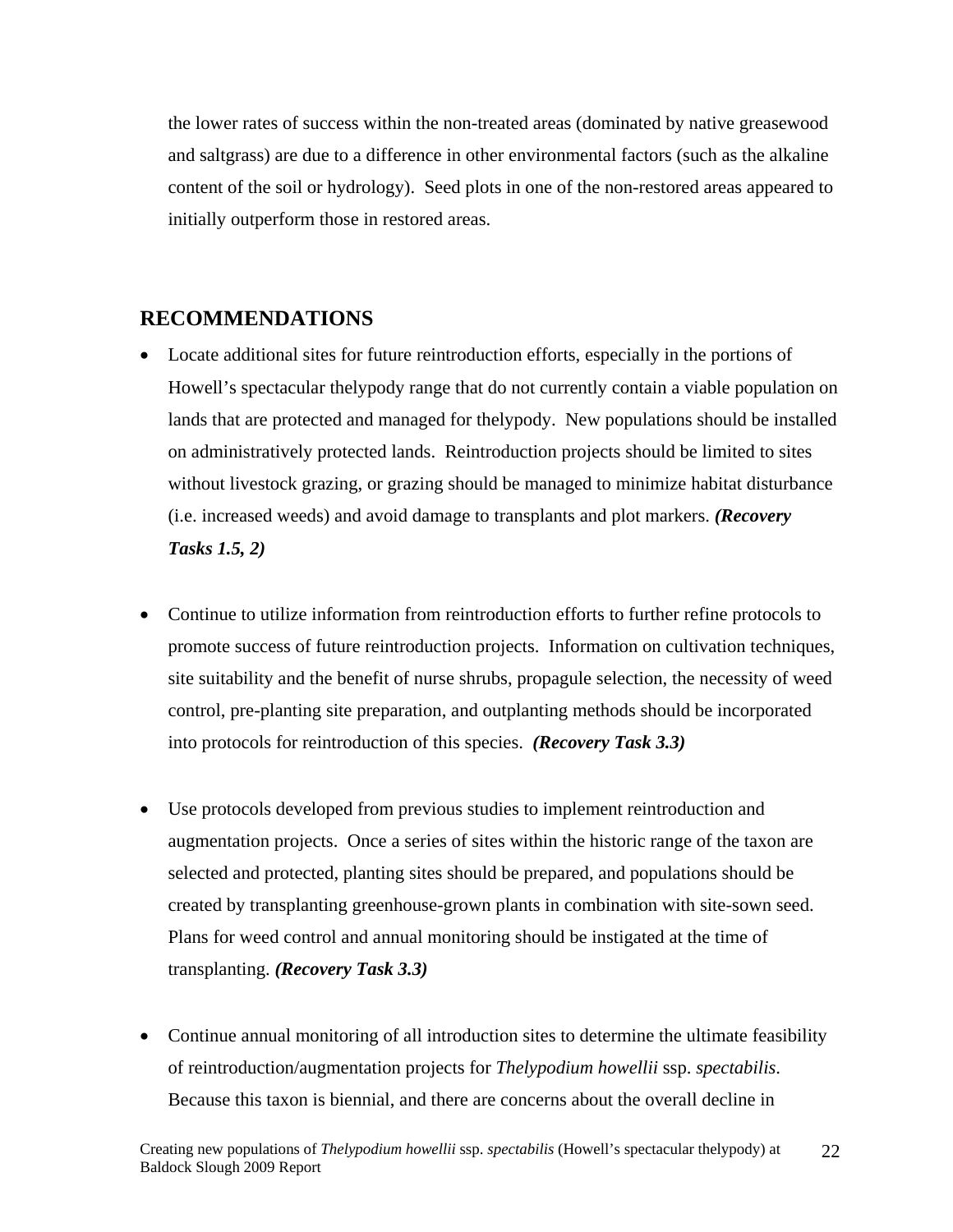the lower rates of success within the non-treated areas (dominated by native greasewood and saltgrass) are due to a difference in other environmental factors (such as the alkaline content of the soil or hydrology). Seed plots in one of the non-restored areas appeared to initially outperform those in restored areas.

## RECOMMENDATIONS

- Locate additional sites for future reintroduction efforts, especially in the portions of Howell's spectacular thelypody range that do not currently contain a viable population on lands that are protected and managed for thelypody. New populations should be installed on administratively protected lands. Reintroduction projects should be limited to sites without livestock grazing, or grazing should be managed to minimize habitat disturbance (i.e. increased weeds) and avoid damage to transplants and plot markers. ***(Recovery Tasks 1.5, 2)***

- Continue to utilize information from reintroduction efforts to further refine protocols to promote success of future reintroduction projects. Information on cultivation techniques, site suitability and the benefit of nurse shrubs, propagule selection, the necessity of weed control, pre-planting site preparation, and outplanting methods should be incorporated into protocols for reintroduction of this species. ***(Recovery Task 3.3)***

- Use protocols developed from previous studies to implement reintroduction and augmentation projects. Once a series of sites within the historic range of the taxon are selected and protected, planting sites should be prepared, and populations should be created by transplanting greenhouse-grown plants in combination with site-sown seed. Plans for weed control and annual monitoring should be instigated at the time of transplanting. ***(Recovery Task 3.3)***

- Continue annual monitoring of all introduction sites to determine the ultimate feasibility of reintroduction/augmentation projects for *Thelypodium howellii* ssp. *spectabilis*. Because this taxon is biennial, and there are concerns about the overall decline in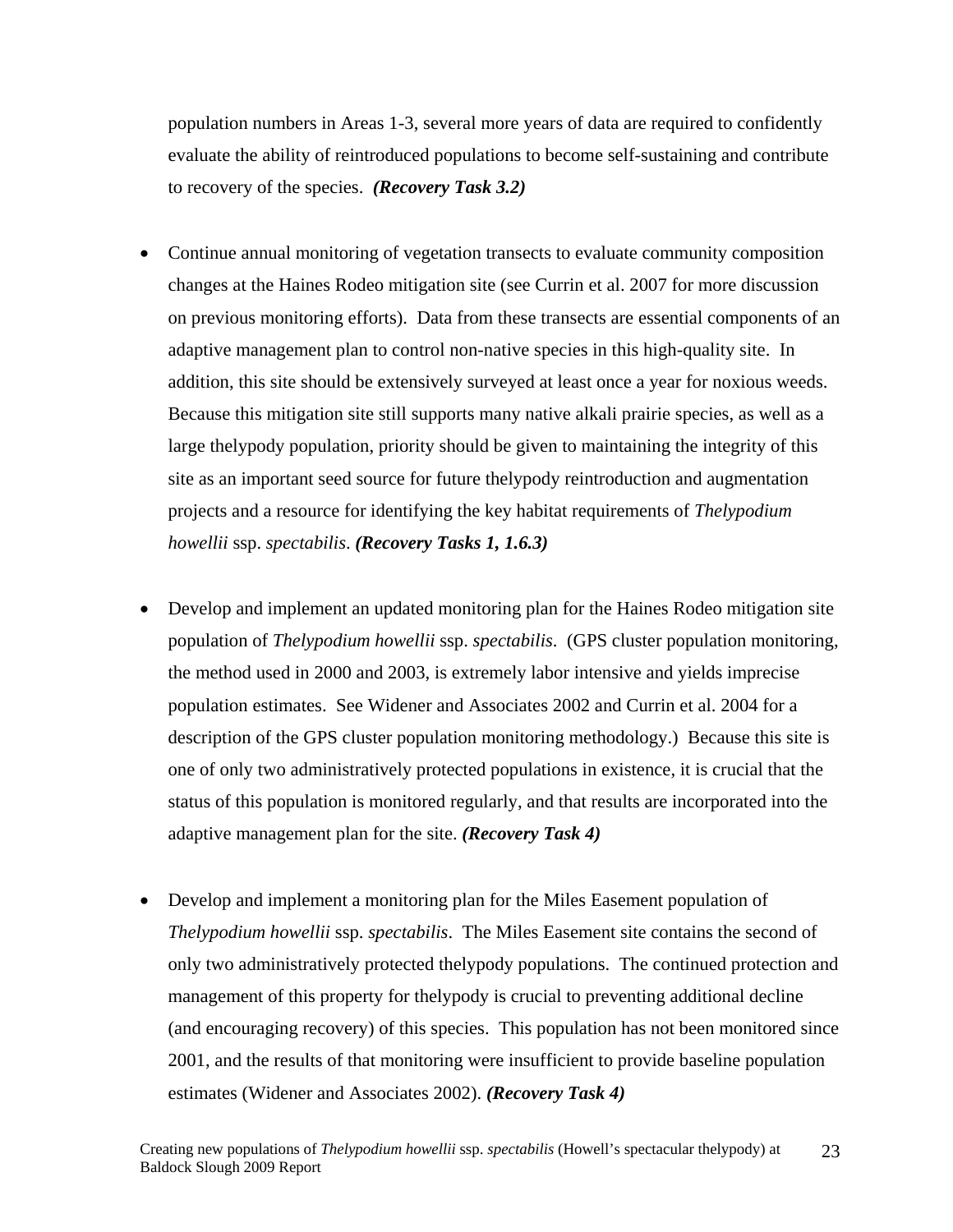population numbers in Areas 1-3, several more years of data are required to confidently evaluate the ability of reintroduced populations to become self-sustaining and contribute to recovery of the species. ***(Recovery Task 3.2)***

- Continue annual monitoring of vegetation transects to evaluate community composition changes at the Haines Rodeo mitigation site (see Currin et al. 2007 for more discussion on previous monitoring efforts). Data from these transects are essential components of an adaptive management plan to control non-native species in this high-quality site. In addition, this site should be extensively surveyed at least once a year for noxious weeds. Because this mitigation site still supports many native alkali prairie species, as well as a large thelypody population, priority should be given to maintaining the integrity of this site as an important seed source for future thelypody reintroduction and augmentation projects and a resource for identifying the key habitat requirements of *Thelypodium howellii* ssp. *spectabilis*. ***(Recovery Tasks 1, 1.6.3)***

- Develop and implement an updated monitoring plan for the Haines Rodeo mitigation site population of *Thelypodium howellii* ssp. *spectabilis*. (GPS cluster population monitoring, the method used in 2000 and 2003, is extremely labor intensive and yields imprecise population estimates. See Widener and Associates 2002 and Currin et al. 2004 for a description of the GPS cluster population monitoring methodology.) Because this site is one of only two administratively protected populations in existence, it is crucial that the status of this population is monitored regularly, and that results are incorporated into the adaptive management plan for the site. ***(Recovery Task 4)***

- Develop and implement a monitoring plan for the Miles Easement population of *Thelypodium howellii* ssp. *spectabilis*. The Miles Easement site contains the second of only two administratively protected thelypody populations. The continued protection and management of this property for thelypody is crucial to preventing additional decline (and encouraging recovery) of this species. This population has not been monitored since 2001, and the results of that monitoring were insufficient to provide baseline population estimates (Widener and Associates 2002). ***(Recovery Task 4)***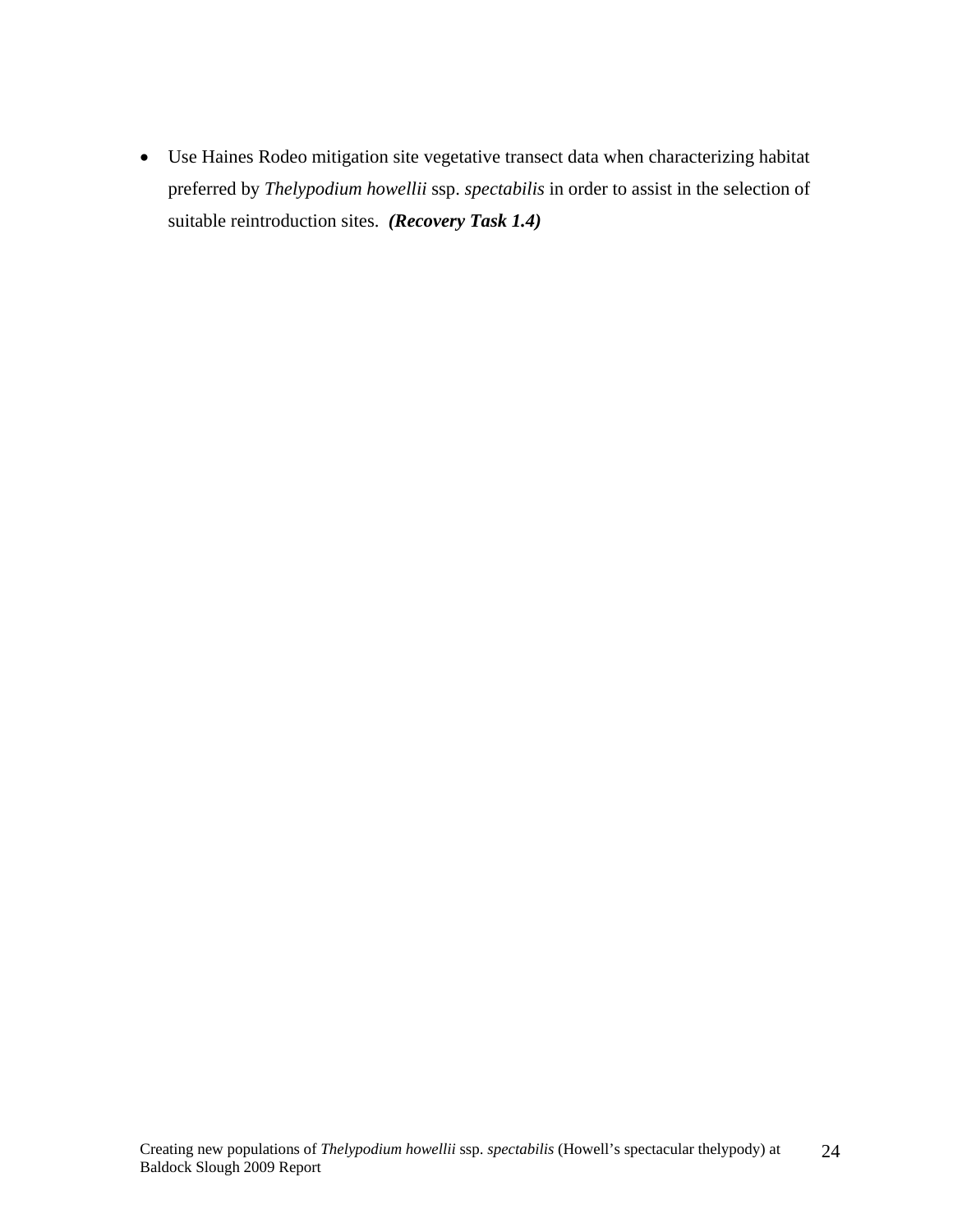- Use Haines Rodeo mitigation site vegetative transect data when characterizing habitat preferred by *Thelypodium howellii* ssp. *spectabilis* in order to assist in the selection of suitable reintroduction sites. ***(Recovery Task 1.4)***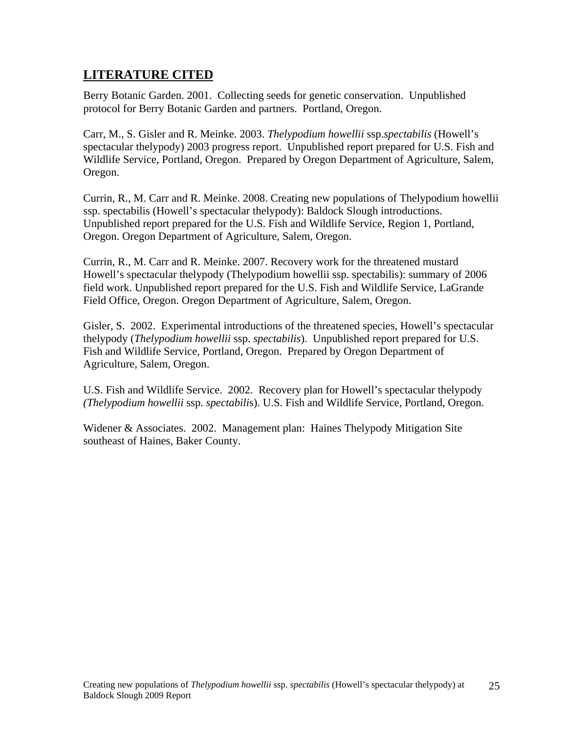## LITERATURE CITED

Berry Botanic Garden. 2001. Collecting seeds for genetic conservation. Unpublished protocol for Berry Botanic Garden and partners. Portland, Oregon.

Carr, M., S. Gisler and R. Meinke. 2003. *Thelypodium howellii* ssp.*spectabilis* (Howell's spectacular thelypody) 2003 progress report. Unpublished report prepared for U.S. Fish and Wildlife Service, Portland, Oregon. Prepared by Oregon Department of Agriculture, Salem, Oregon.

Currin, R., M. Carr and R. Meinke. 2008. Creating new populations of Thelypodium howellii ssp. spectabilis (Howell's spectacular thelypody): Baldock Slough introductions. Unpublished report prepared for the U.S. Fish and Wildlife Service, Region 1, Portland, Oregon. Oregon Department of Agriculture, Salem, Oregon.

Currin, R., M. Carr and R. Meinke. 2007. Recovery work for the threatened mustard Howell's spectacular thelypody (Thelypodium howellii ssp. spectabilis): summary of 2006 field work. Unpublished report prepared for the U.S. Fish and Wildlife Service, LaGrande Field Office, Oregon. Oregon Department of Agriculture, Salem, Oregon.

Gisler, S. 2002. Experimental introductions of the threatened species, Howell's spectacular thelypody (*Thelypodium howellii* ssp. *spectabilis*). Unpublished report prepared for U.S. Fish and Wildlife Service, Portland, Oregon. Prepared by Oregon Department of Agriculture, Salem, Oregon.

U.S. Fish and Wildlife Service. 2002. Recovery plan for Howell's spectacular thelypody *(Thelypodium howellii* ssp. *spectabili*s). U.S. Fish and Wildlife Service, Portland, Oregon.

Widener & Associates. 2002. Management plan: Haines Thelypody Mitigation Site southeast of Haines, Baker County.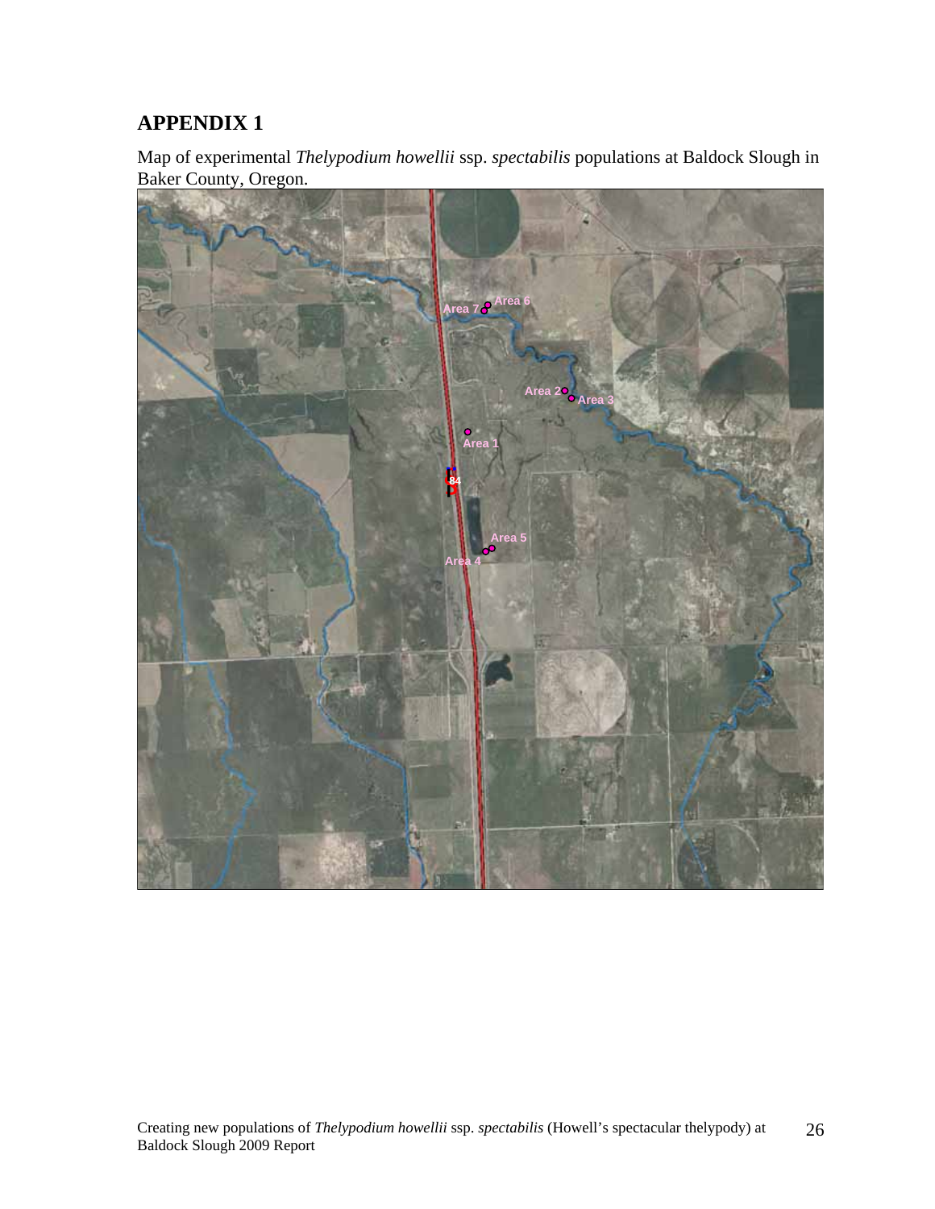# APPENDIX 1

Map of experimental *Thelypodium howellii* ssp. *spectabilis* populations at Baldock Slough in Baker County, Oregon.

Area 7
Area 6
Area 2
Area 3
Area 1
84
Area 5
Area 4